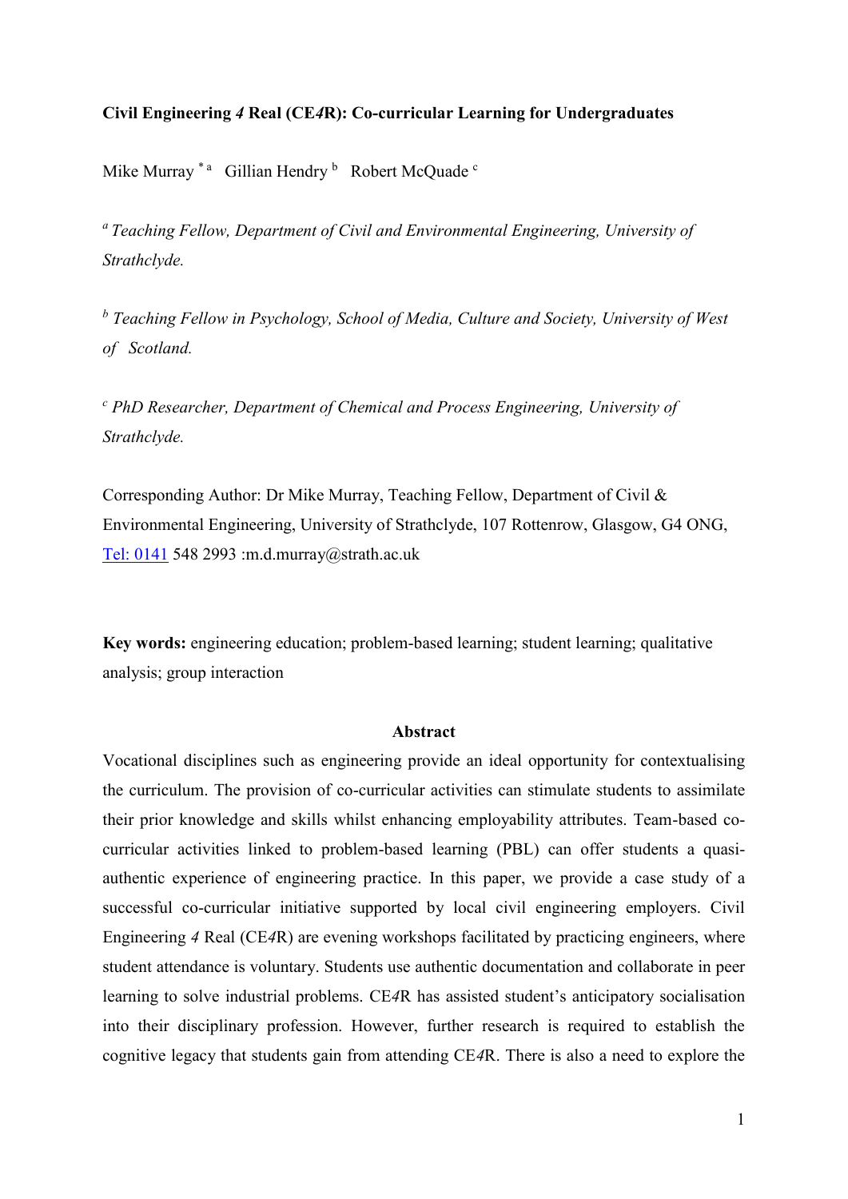**Civil Engineering *4* Real (CE*4*R): Co-curricular Learning for Undergraduates**

Mike Murray [*a] Gillian Hendry [b] Robert McQuade [c]

[a] *Teaching Fellow, Department of Civil and Environmental Engineering, University of Strathclyde.*

[b] *Teaching Fellow in Psychology, School of Media, Culture and Society, University of West of Scotland.*

[c] *PhD Researcher, Department of Chemical and Process Engineering, University of Strathclyde.*

Corresponding Author: Dr Mike Murray, Teaching Fellow, Department of Civil & Environmental Engineering, University of Strathclyde, 107 Rottenrow, Glasgow, G4 ONG, Tel: 0141 548 2993 :m.d.murray@strath.ac.uk

**Key words:** engineering education; problem-based learning; student learning; qualitative analysis; group interaction

## Abstract

Vocational disciplines such as engineering provide an ideal opportunity for contextualising the curriculum. The provision of co-curricular activities can stimulate students to assimilate their prior knowledge and skills whilst enhancing employability attributes. Team-based co-curricular activities linked to problem-based learning (PBL) can offer students a quasi-authentic experience of engineering practice. In this paper, we provide a case study of a successful co-curricular initiative supported by local civil engineering employers. Civil Engineering *4* Real (CE*4*R) are evening workshops facilitated by practicing engineers, where student attendance is voluntary. Students use authentic documentation and collaborate in peer learning to solve industrial problems. CE*4*R has assisted student's anticipatory socialisation into their disciplinary profession. However, further research is required to establish the cognitive legacy that students gain from attending CE*4*R. There is also a need to explore the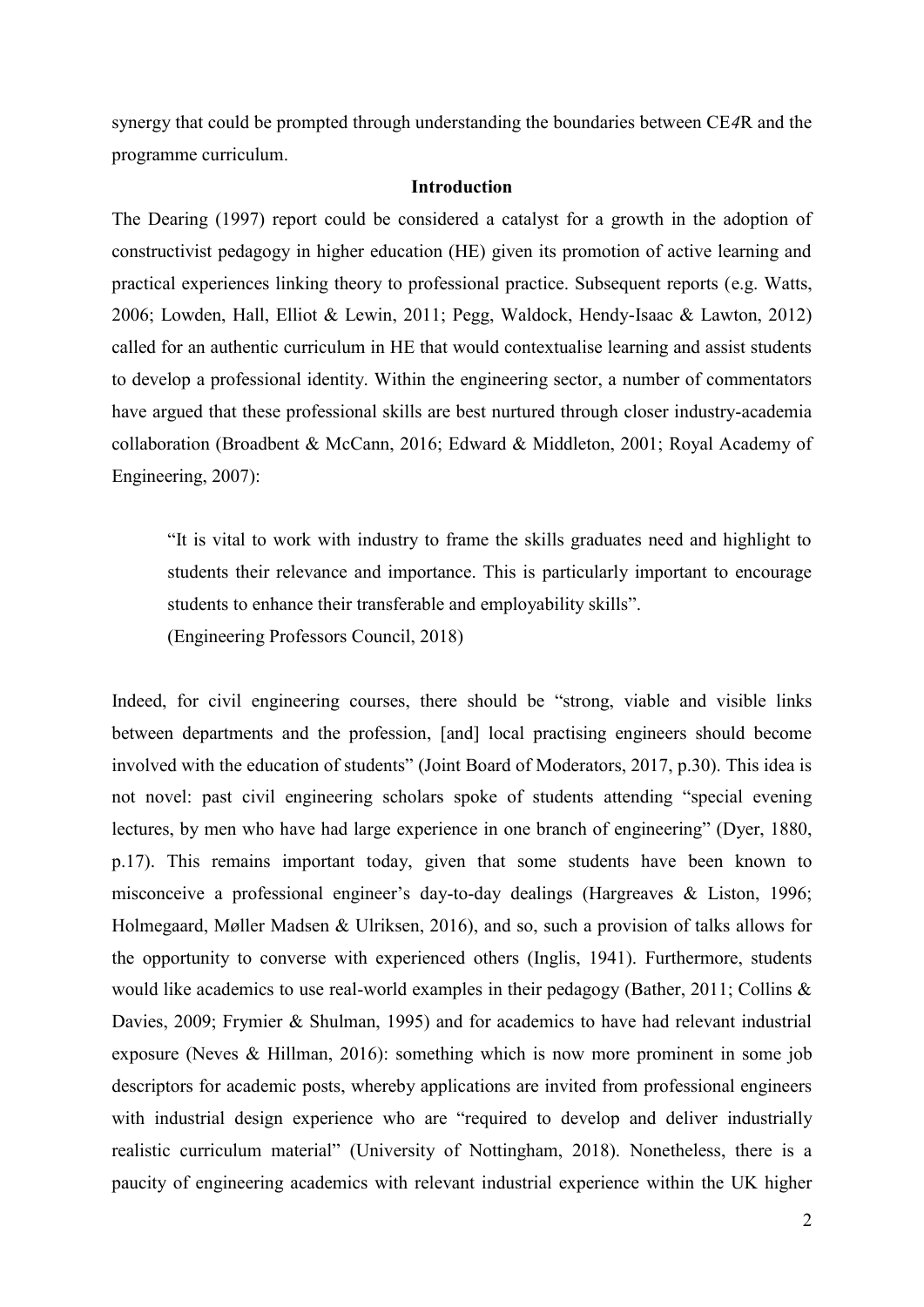synergy that could be prompted through understanding the boundaries between CE*4*R and the programme curriculum.

## Introduction

The Dearing (1997) report could be considered a catalyst for a growth in the adoption of constructivist pedagogy in higher education (HE) given its promotion of active learning and practical experiences linking theory to professional practice. Subsequent reports (e.g. Watts, 2006; Lowden, Hall, Elliot & Lewin, 2011; Pegg, Waldock, Hendy-Isaac & Lawton, 2012) called for an authentic curriculum in HE that would contextualise learning and assist students to develop a professional identity. Within the engineering sector, a number of commentators have argued that these professional skills are best nurtured through closer industry-academia collaboration (Broadbent & McCann, 2016; Edward & Middleton, 2001; Royal Academy of Engineering, 2007):

> "It is vital to work with industry to frame the skills graduates need and highlight to students their relevance and importance. This is particularly important to encourage students to enhance their transferable and employability skills".
> (Engineering Professors Council, 2018)

Indeed, for civil engineering courses, there should be "strong, viable and visible links between departments and the profession, [and] local practising engineers should become involved with the education of students" (Joint Board of Moderators, 2017, p.30). This idea is not novel: past civil engineering scholars spoke of students attending "special evening lectures, by men who have had large experience in one branch of engineering" (Dyer, 1880, p.17). This remains important today, given that some students have been known to misconceive a professional engineer's day-to-day dealings (Hargreaves & Liston, 1996; Holmegaard, Møller Madsen & Ulriksen, 2016), and so, such a provision of talks allows for the opportunity to converse with experienced others (Inglis, 1941). Furthermore, students would like academics to use real-world examples in their pedagogy (Bather, 2011; Collins & Davies, 2009; Frymier & Shulman, 1995) and for academics to have had relevant industrial exposure (Neves & Hillman, 2016): something which is now more prominent in some job descriptors for academic posts, whereby applications are invited from professional engineers with industrial design experience who are "required to develop and deliver industrially realistic curriculum material" (University of Nottingham, 2018). Nonetheless, there is a paucity of engineering academics with relevant industrial experience within the UK higher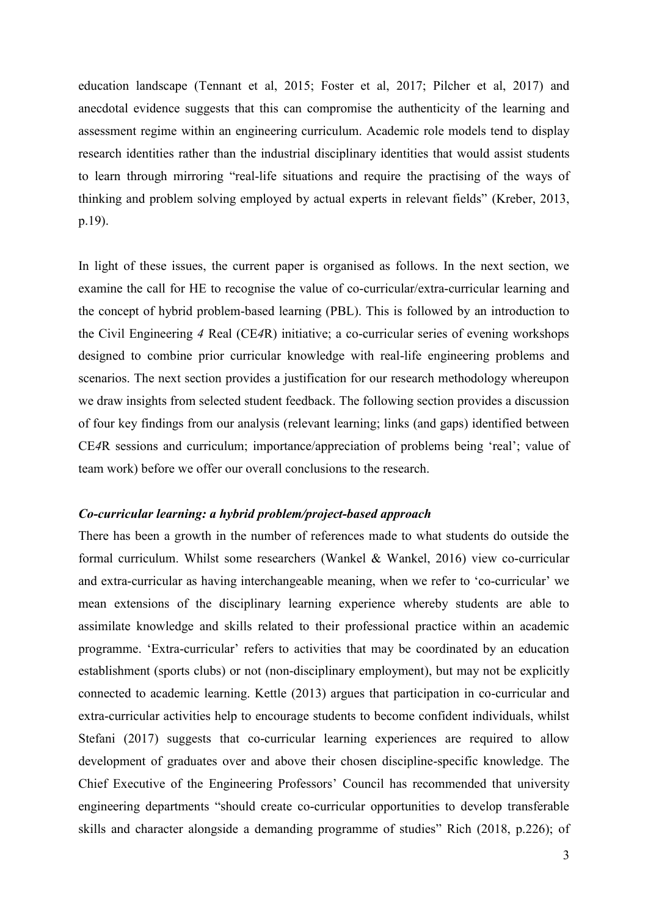education landscape (Tennant et al, 2015; Foster et al, 2017; Pilcher et al, 2017) and anecdotal evidence suggests that this can compromise the authenticity of the learning and assessment regime within an engineering curriculum. Academic role models tend to display research identities rather than the industrial disciplinary identities that would assist students to learn through mirroring "real-life situations and require the practising of the ways of thinking and problem solving employed by actual experts in relevant fields" (Kreber, 2013, p.19).

In light of these issues, the current paper is organised as follows. In the next section, we examine the call for HE to recognise the value of co-curricular/extra-curricular learning and the concept of hybrid problem-based learning (PBL). This is followed by an introduction to the Civil Engineering *4* Real (CE*4*R) initiative; a co-curricular series of evening workshops designed to combine prior curricular knowledge with real-life engineering problems and scenarios. The next section provides a justification for our research methodology whereupon we draw insights from selected student feedback. The following section provides a discussion of four key findings from our analysis (relevant learning; links (and gaps) identified between CE*4*R sessions and curriculum; importance/appreciation of problems being 'real'; value of team work) before we offer our overall conclusions to the research.

### *Co-curricular learning: a hybrid problem/project-based approach*

There has been a growth in the number of references made to what students do outside the formal curriculum. Whilst some researchers (Wankel & Wankel, 2016) view co-curricular and extra-curricular as having interchangeable meaning, when we refer to 'co-curricular' we mean extensions of the disciplinary learning experience whereby students are able to assimilate knowledge and skills related to their professional practice within an academic programme. 'Extra-curricular' refers to activities that may be coordinated by an education establishment (sports clubs) or not (non-disciplinary employment), but may not be explicitly connected to academic learning. Kettle (2013) argues that participation in co-curricular and extra-curricular activities help to encourage students to become confident individuals, whilst Stefani (2017) suggests that co-curricular learning experiences are required to allow development of graduates over and above their chosen discipline-specific knowledge. The Chief Executive of the Engineering Professors' Council has recommended that university engineering departments "should create co-curricular opportunities to develop transferable skills and character alongside a demanding programme of studies" Rich (2018, p.226); of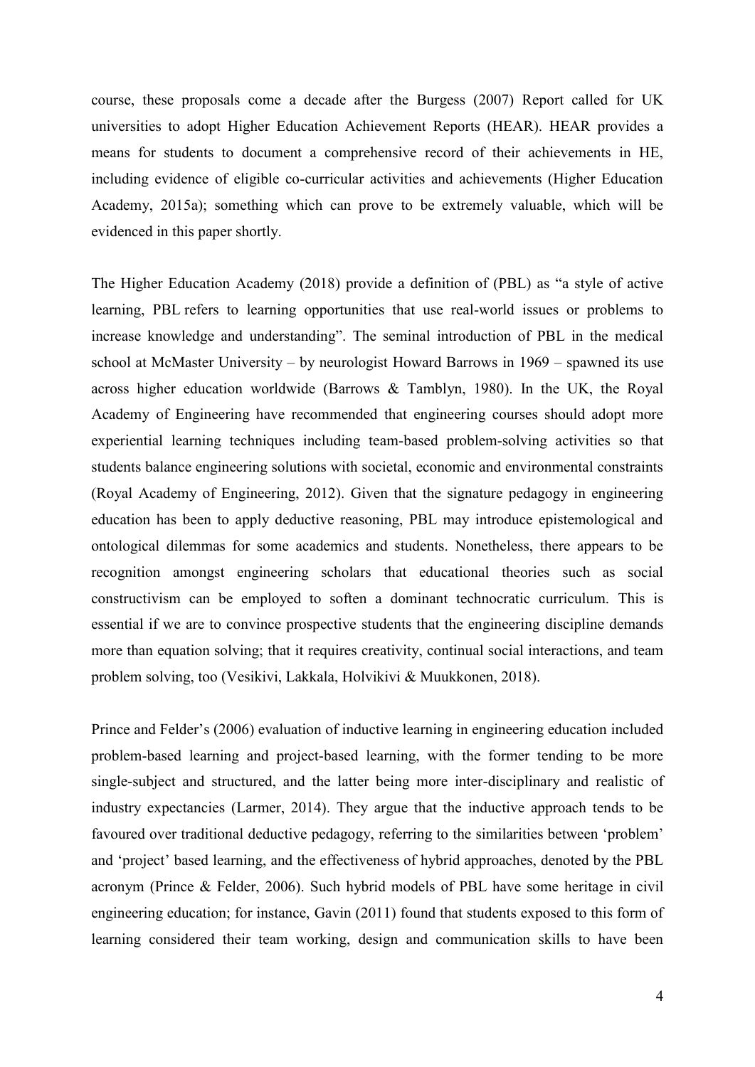course, these proposals come a decade after the Burgess (2007) Report called for UK universities to adopt Higher Education Achievement Reports (HEAR). HEAR provides a means for students to document a comprehensive record of their achievements in HE, including evidence of eligible co-curricular activities and achievements (Higher Education Academy, 2015a); something which can prove to be extremely valuable, which will be evidenced in this paper shortly.

The Higher Education Academy (2018) provide a definition of (PBL) as "a style of active learning, PBL refers to learning opportunities that use real-world issues or problems to increase knowledge and understanding". The seminal introduction of PBL in the medical school at McMaster University – by neurologist Howard Barrows in 1969 – spawned its use across higher education worldwide (Barrows & Tamblyn, 1980). In the UK, the Royal Academy of Engineering have recommended that engineering courses should adopt more experiential learning techniques including team-based problem-solving activities so that students balance engineering solutions with societal, economic and environmental constraints (Royal Academy of Engineering, 2012). Given that the signature pedagogy in engineering education has been to apply deductive reasoning, PBL may introduce epistemological and ontological dilemmas for some academics and students. Nonetheless, there appears to be recognition amongst engineering scholars that educational theories such as social constructivism can be employed to soften a dominant technocratic curriculum. This is essential if we are to convince prospective students that the engineering discipline demands more than equation solving; that it requires creativity, continual social interactions, and team problem solving, too (Vesikivi, Lakkala, Holvikivi & Muukkonen, 2018).

Prince and Felder's (2006) evaluation of inductive learning in engineering education included problem-based learning and project-based learning, with the former tending to be more single-subject and structured, and the latter being more inter-disciplinary and realistic of industry expectancies (Larmer, 2014). They argue that the inductive approach tends to be favoured over traditional deductive pedagogy, referring to the similarities between 'problem' and 'project' based learning, and the effectiveness of hybrid approaches, denoted by the PBL acronym (Prince & Felder, 2006). Such hybrid models of PBL have some heritage in civil engineering education; for instance, Gavin (2011) found that students exposed to this form of learning considered their team working, design and communication skills to have been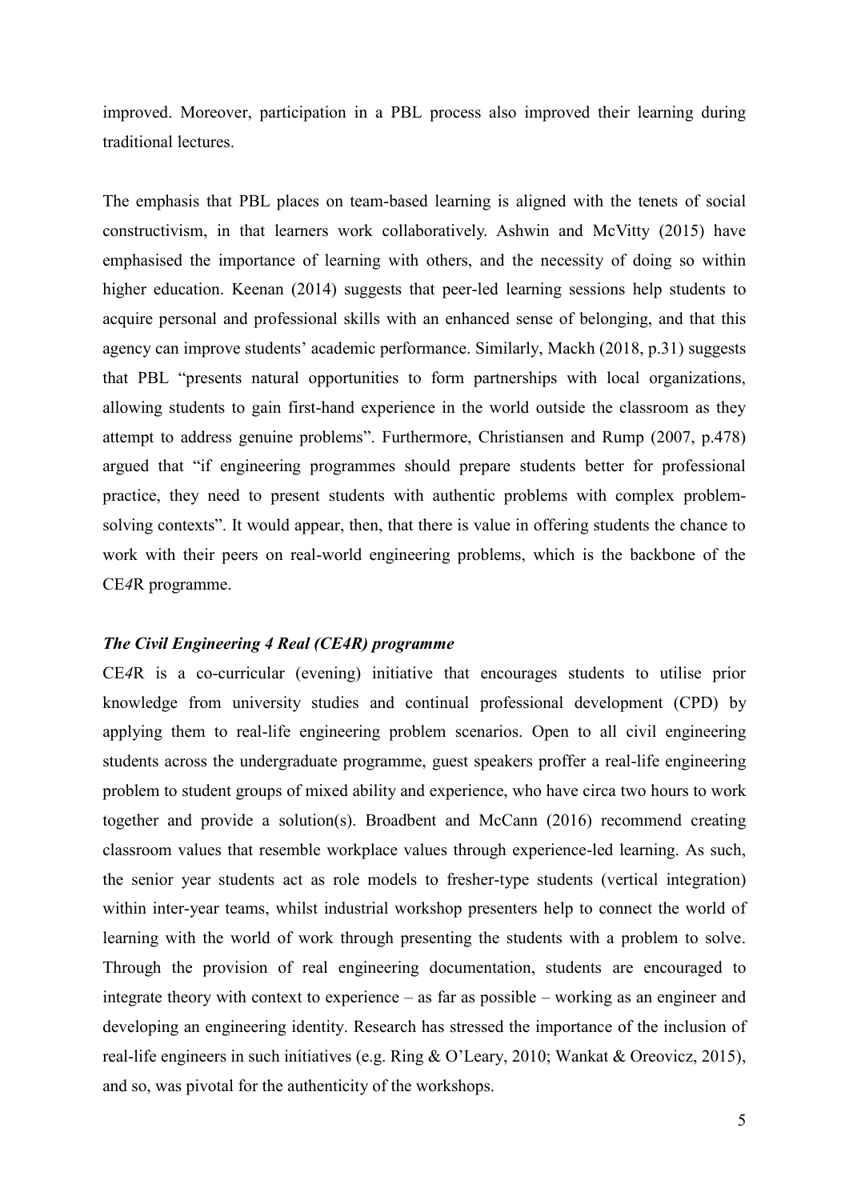improved. Moreover, participation in a PBL process also improved their learning during traditional lectures.

The emphasis that PBL places on team-based learning is aligned with the tenets of social constructivism, in that learners work collaboratively. Ashwin and McVitty (2015) have emphasised the importance of learning with others, and the necessity of doing so within higher education. Keenan (2014) suggests that peer-led learning sessions help students to acquire personal and professional skills with an enhanced sense of belonging, and that this agency can improve students' academic performance. Similarly, Mackh (2018, p.31) suggests that PBL "presents natural opportunities to form partnerships with local organizations, allowing students to gain first-hand experience in the world outside the classroom as they attempt to address genuine problems". Furthermore, Christiansen and Rump (2007, p.478) argued that "if engineering programmes should prepare students better for professional practice, they need to present students with authentic problems with complex problem-solving contexts". It would appear, then, that there is value in offering students the chance to work with their peers on real-world engineering problems, which is the backbone of the CE*4*R programme.

### *The Civil Engineering 4 Real (CE4R) programme*

CE*4*R is a co-curricular (evening) initiative that encourages students to utilise prior knowledge from university studies and continual professional development (CPD) by applying them to real-life engineering problem scenarios. Open to all civil engineering students across the undergraduate programme, guest speakers proffer a real-life engineering problem to student groups of mixed ability and experience, who have circa two hours to work together and provide a solution(s). Broadbent and McCann (2016) recommend creating classroom values that resemble workplace values through experience-led learning. As such, the senior year students act as role models to fresher-type students (vertical integration) within inter-year teams, whilst industrial workshop presenters help to connect the world of learning with the world of work through presenting the students with a problem to solve. Through the provision of real engineering documentation, students are encouraged to integrate theory with context to experience – as far as possible – working as an engineer and developing an engineering identity. Research has stressed the importance of the inclusion of real-life engineers in such initiatives (e.g. Ring & O'Leary, 2010; Wankat & Oreovicz, 2015), and so, was pivotal for the authenticity of the workshops.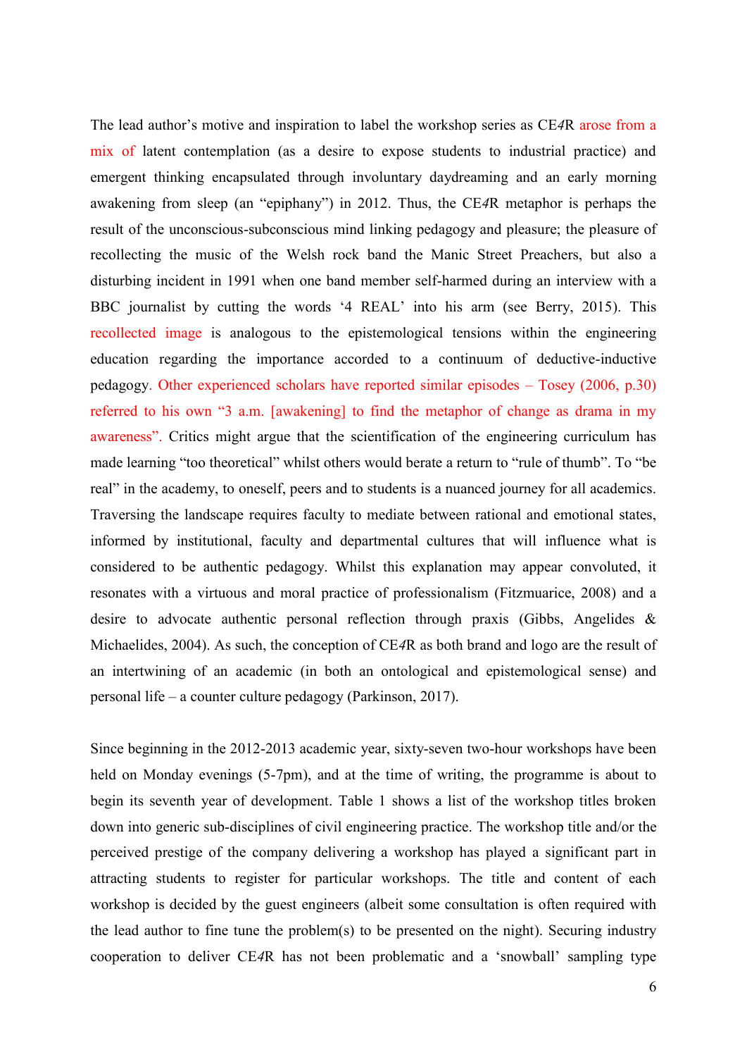The lead author's motive and inspiration to label the workshop series as CE*4*R arose from a mix of latent contemplation (as a desire to expose students to industrial practice) and emergent thinking encapsulated through involuntary daydreaming and an early morning awakening from sleep (an "epiphany") in 2012. Thus, the CE*4*R metaphor is perhaps the result of the unconscious-subconscious mind linking pedagogy and pleasure; the pleasure of recollecting the music of the Welsh rock band the Manic Street Preachers, but also a disturbing incident in 1991 when one band member self-harmed during an interview with a BBC journalist by cutting the words '4 REAL' into his arm (see Berry, 2015). This recollected image is analogous to the epistemological tensions within the engineering education regarding the importance accorded to a continuum of deductive-inductive pedagogy. Other experienced scholars have reported similar episodes – Tosey (2006, p.30) referred to his own "3 a.m. [awakening] to find the metaphor of change as drama in my awareness". Critics might argue that the scientification of the engineering curriculum has made learning "too theoretical" whilst others would berate a return to "rule of thumb". To "be real" in the academy, to oneself, peers and to students is a nuanced journey for all academics. Traversing the landscape requires faculty to mediate between rational and emotional states, informed by institutional, faculty and departmental cultures that will influence what is considered to be authentic pedagogy. Whilst this explanation may appear convoluted, it resonates with a virtuous and moral practice of professionalism (Fitzmuarice, 2008) and a desire to advocate authentic personal reflection through praxis (Gibbs, Angelides & Michaelides, 2004). As such, the conception of CE*4*R as both brand and logo are the result of an intertwining of an academic (in both an ontological and epistemological sense) and personal life – a counter culture pedagogy (Parkinson, 2017).

Since beginning in the 2012-2013 academic year, sixty-seven two-hour workshops have been held on Monday evenings (5-7pm), and at the time of writing, the programme is about to begin its seventh year of development. Table 1 shows a list of the workshop titles broken down into generic sub-disciplines of civil engineering practice. The workshop title and/or the perceived prestige of the company delivering a workshop has played a significant part in attracting students to register for particular workshops. The title and content of each workshop is decided by the guest engineers (albeit some consultation is often required with the lead author to fine tune the problem(s) to be presented on the night). Securing industry cooperation to deliver CE*4*R has not been problematic and a 'snowball' sampling type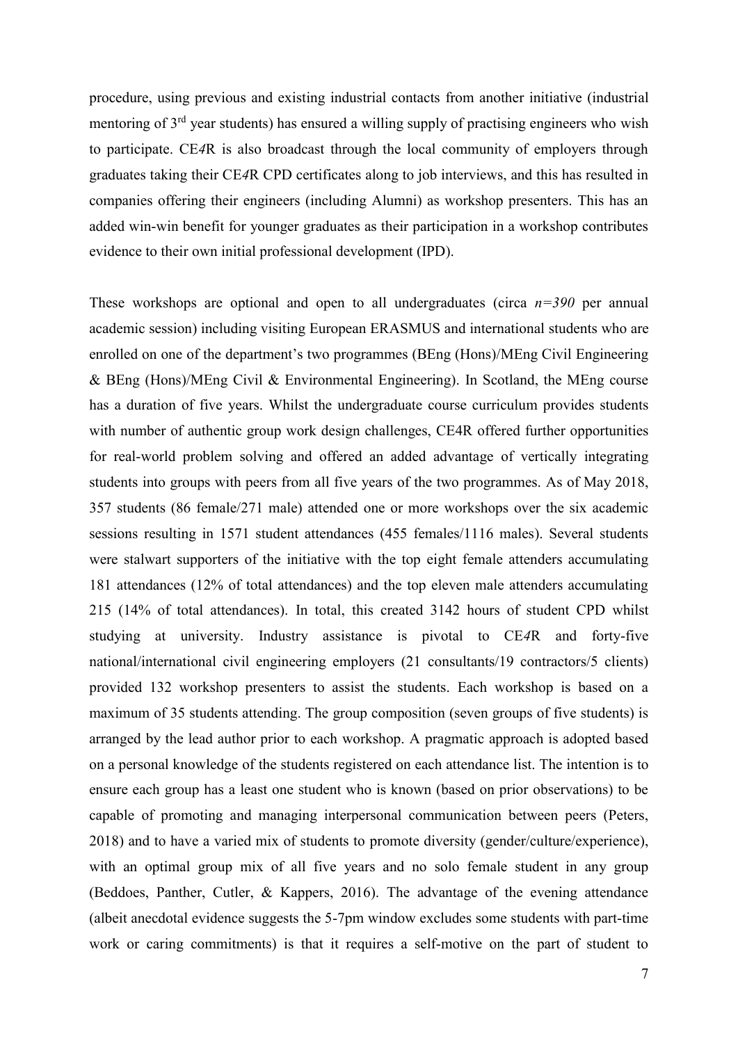procedure, using previous and existing industrial contacts from another initiative (industrial mentoring of 3rd year students) has ensured a willing supply of practising engineers who wish to participate. CE*4*R is also broadcast through the local community of employers through graduates taking their CE*4*R CPD certificates along to job interviews, and this has resulted in companies offering their engineers (including Alumni) as workshop presenters. This has an added win-win benefit for younger graduates as their participation in a workshop contributes evidence to their own initial professional development (IPD).

These workshops are optional and open to all undergraduates (circa $n=390$ per annual academic session) including visiting European ERASMUS and international students who are enrolled on one of the department's two programmes (BEng (Hons)/MEng Civil Engineering & BEng (Hons)/MEng Civil & Environmental Engineering). In Scotland, the MEng course has a duration of five years. Whilst the undergraduate course curriculum provides students with number of authentic group work design challenges, CE4R offered further opportunities for real-world problem solving and offered an added advantage of vertically integrating students into groups with peers from all five years of the two programmes. As of May 2018, 357 students (86 female/271 male) attended one or more workshops over the six academic sessions resulting in 1571 student attendances (455 females/1116 males). Several students were stalwart supporters of the initiative with the top eight female attenders accumulating 181 attendances (12% of total attendances) and the top eleven male attenders accumulating 215 (14% of total attendances). In total, this created 3142 hours of student CPD whilst studying at university. Industry assistance is pivotal to CE*4*R and forty-five national/international civil engineering employers (21 consultants/19 contractors/5 clients) provided 132 workshop presenters to assist the students. Each workshop is based on a maximum of 35 students attending. The group composition (seven groups of five students) is arranged by the lead author prior to each workshop. A pragmatic approach is adopted based on a personal knowledge of the students registered on each attendance list. The intention is to ensure each group has a least one student who is known (based on prior observations) to be capable of promoting and managing interpersonal communication between peers (Peters, 2018) and to have a varied mix of students to promote diversity (gender/culture/experience), with an optimal group mix of all five years and no solo female student in any group (Beddoes, Panther, Cutler, & Kappers, 2016). The advantage of the evening attendance (albeit anecdotal evidence suggests the 5-7pm window excludes some students with part-time work or caring commitments) is that it requires a self-motive on the part of student to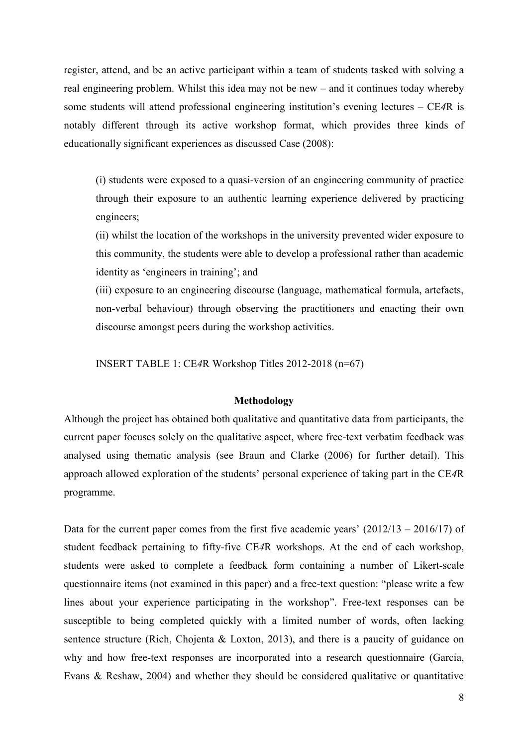register, attend, and be an active participant within a team of students tasked with solving a real engineering problem. Whilst this idea may not be new – and it continues today whereby some students will attend professional engineering institution's evening lectures – CE*4*R is notably different through its active workshop format, which provides three kinds of educationally significant experiences as discussed Case (2008):

> (i) students were exposed to a quasi-version of an engineering community of practice through their exposure to an authentic learning experience delivered by practicing engineers;
>
> (ii) whilst the location of the workshops in the university prevented wider exposure to this community, the students were able to develop a professional rather than academic identity as 'engineers in training'; and
>
> (iii) exposure to an engineering discourse (language, mathematical formula, artefacts, non-verbal behaviour) through observing the practitioners and enacting their own discourse amongst peers during the workshop activities.

INSERT TABLE 1: CE*4*R Workshop Titles 2012-2018 (n=67)

## Methodology

Although the project has obtained both qualitative and quantitative data from participants, the current paper focuses solely on the qualitative aspect, where free-text verbatim feedback was analysed using thematic analysis (see Braun and Clarke (2006) for further detail). This approach allowed exploration of the students' personal experience of taking part in the CE*4*R programme.

Data for the current paper comes from the first five academic years' (2012/13 – 2016/17) of student feedback pertaining to fifty-five CE*4*R workshops. At the end of each workshop, students were asked to complete a feedback form containing a number of Likert-scale questionnaire items (not examined in this paper) and a free-text question: "please write a few lines about your experience participating in the workshop". Free-text responses can be susceptible to being completed quickly with a limited number of words, often lacking sentence structure (Rich, Chojenta & Loxton, 2013), and there is a paucity of guidance on why and how free-text responses are incorporated into a research questionnaire (Garcia, Evans & Reshaw, 2004) and whether they should be considered qualitative or quantitative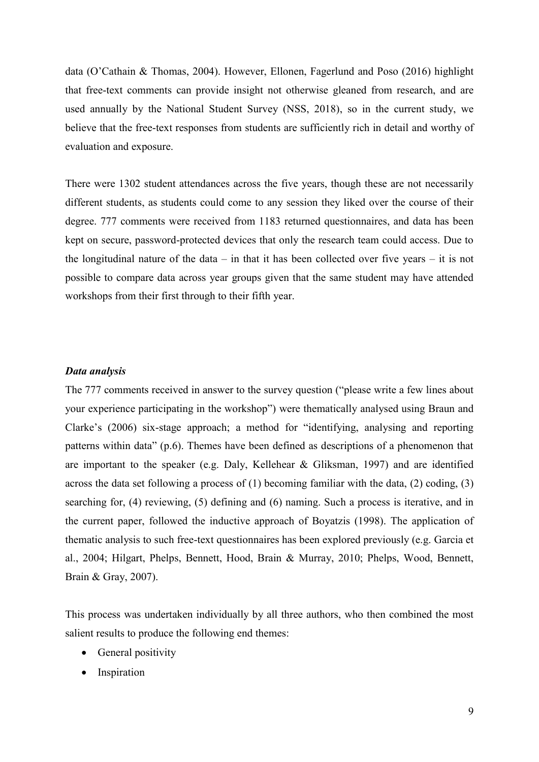data (O'Cathain & Thomas, 2004). However, Ellonen, Fagerlund and Poso (2016) highlight that free-text comments can provide insight not otherwise gleaned from research, and are used annually by the National Student Survey (NSS, 2018), so in the current study, we believe that the free-text responses from students are sufficiently rich in detail and worthy of evaluation and exposure.

There were 1302 student attendances across the five years, though these are not necessarily different students, as students could come to any session they liked over the course of their degree. 777 comments were received from 1183 returned questionnaires, and data has been kept on secure, password-protected devices that only the research team could access. Due to the longitudinal nature of the data – in that it has been collected over five years – it is not possible to compare data across year groups given that the same student may have attended workshops from their first through to their fifth year.

### *Data analysis*

The 777 comments received in answer to the survey question ("please write a few lines about your experience participating in the workshop") were thematically analysed using Braun and Clarke's (2006) six-stage approach; a method for "identifying, analysing and reporting patterns within data" (p.6). Themes have been defined as descriptions of a phenomenon that are important to the speaker (e.g. Daly, Kellehear & Gliksman, 1997) and are identified across the data set following a process of (1) becoming familiar with the data, (2) coding, (3) searching for, (4) reviewing, (5) defining and (6) naming. Such a process is iterative, and in the current paper, followed the inductive approach of Boyatzis (1998). The application of thematic analysis to such free-text questionnaires has been explored previously (e.g. Garcia et al., 2004; Hilgart, Phelps, Bennett, Hood, Brain & Murray, 2010; Phelps, Wood, Bennett, Brain & Gray, 2007).

This process was undertaken individually by all three authors, who then combined the most salient results to produce the following end themes:

- General positivity
- Inspiration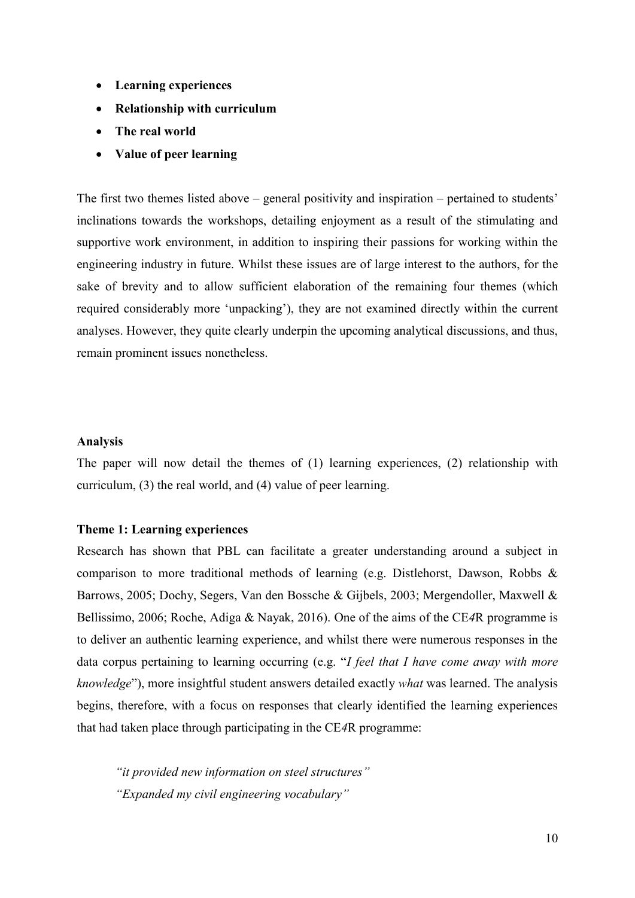- **Learning experiences**
- **Relationship with curriculum**
- **The real world**
- **Value of peer learning**

The first two themes listed above – general positivity and inspiration – pertained to students' inclinations towards the workshops, detailing enjoyment as a result of the stimulating and supportive work environment, in addition to inspiring their passions for working within the engineering industry in future. Whilst these issues are of large interest to the authors, for the sake of brevity and to allow sufficient elaboration of the remaining four themes (which required considerably more 'unpacking'), they are not examined directly within the current analyses. However, they quite clearly underpin the upcoming analytical discussions, and thus, remain prominent issues nonetheless.

**Analysis**

The paper will now detail the themes of (1) learning experiences, (2) relationship with curriculum, (3) the real world, and (4) value of peer learning.

**Theme 1: Learning experiences**

Research has shown that PBL can facilitate a greater understanding around a subject in comparison to more traditional methods of learning (e.g. Distlehorst, Dawson, Robbs & Barrows, 2005; Dochy, Segers, Van den Bossche & Gijbels, 2003; Mergendoller, Maxwell & Bellissimo, 2006; Roche, Adiga & Nayak, 2016). One of the aims of the CE*4*R programme is to deliver an authentic learning experience, and whilst there were numerous responses in the data corpus pertaining to learning occurring (e.g. "*I feel that I have come away with more knowledge*"), more insightful student answers detailed exactly *what* was learned. The analysis begins, therefore, with a focus on responses that clearly identified the learning experiences that had taken place through participating in the CE*4*R programme:

> *"it provided new information on steel structures"*
> *"Expanded my civil engineering vocabulary"*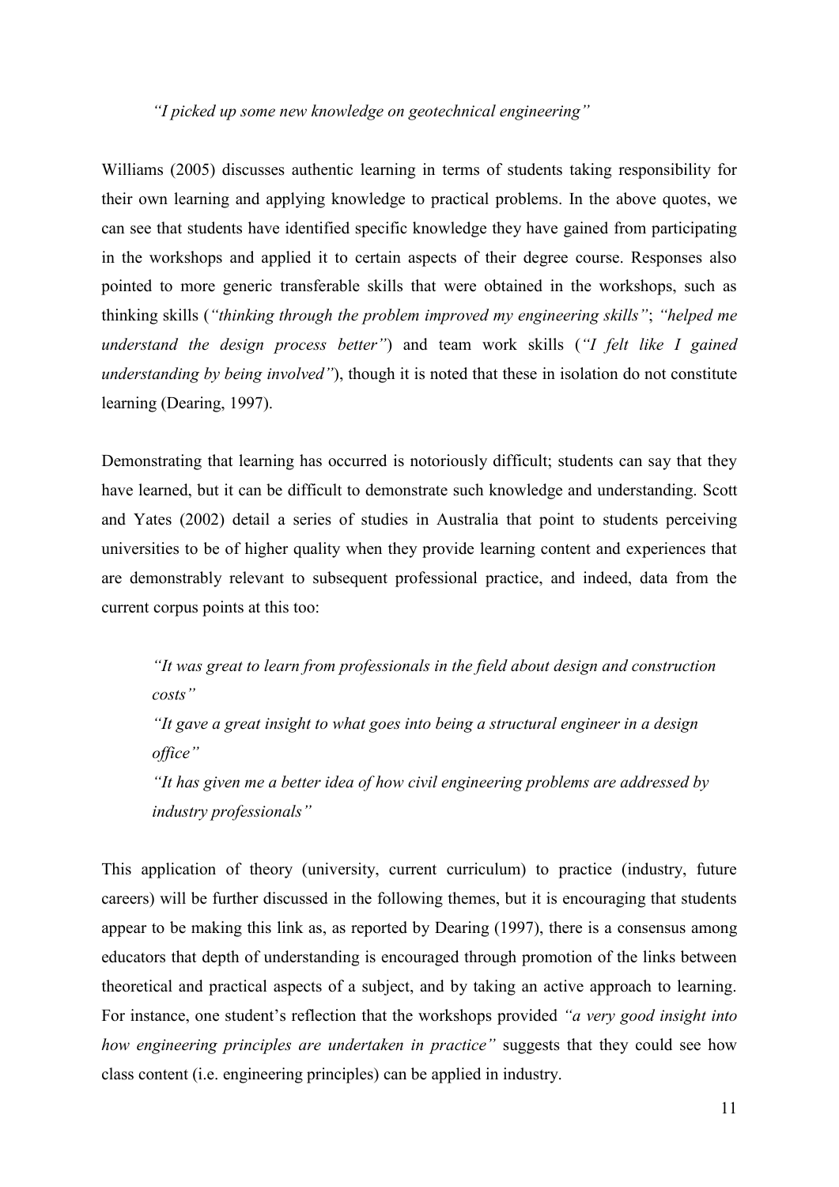*"I picked up some new knowledge on geotechnical engineering"*

Williams (2005) discusses authentic learning in terms of students taking responsibility for their own learning and applying knowledge to practical problems. In the above quotes, we can see that students have identified specific knowledge they have gained from participating in the workshops and applied it to certain aspects of their degree course. Responses also pointed to more generic transferable skills that were obtained in the workshops, such as thinking skills (*"thinking through the problem improved my engineering skills"*; *"helped me understand the design process better"*) and team work skills (*"I felt like I gained understanding by being involved"*), though it is noted that these in isolation do not constitute learning (Dearing, 1997).

Demonstrating that learning has occurred is notoriously difficult; students can say that they have learned, but it can be difficult to demonstrate such knowledge and understanding. Scott and Yates (2002) detail a series of studies in Australia that point to students perceiving universities to be of higher quality when they provide learning content and experiences that are demonstrably relevant to subsequent professional practice, and indeed, data from the current corpus points at this too:

> *"It was great to learn from professionals in the field about design and construction costs"*
>
> *"It gave a great insight to what goes into being a structural engineer in a design office"*
>
> *"It has given me a better idea of how civil engineering problems are addressed by industry professionals"*

This application of theory (university, current curriculum) to practice (industry, future careers) will be further discussed in the following themes, but it is encouraging that students appear to be making this link as, as reported by Dearing (1997), there is a consensus among educators that depth of understanding is encouraged through promotion of the links between theoretical and practical aspects of a subject, and by taking an active approach to learning. For instance, one student's reflection that the workshops provided *"a very good insight into how engineering principles are undertaken in practice"* suggests that they could see how class content (i.e. engineering principles) can be applied in industry.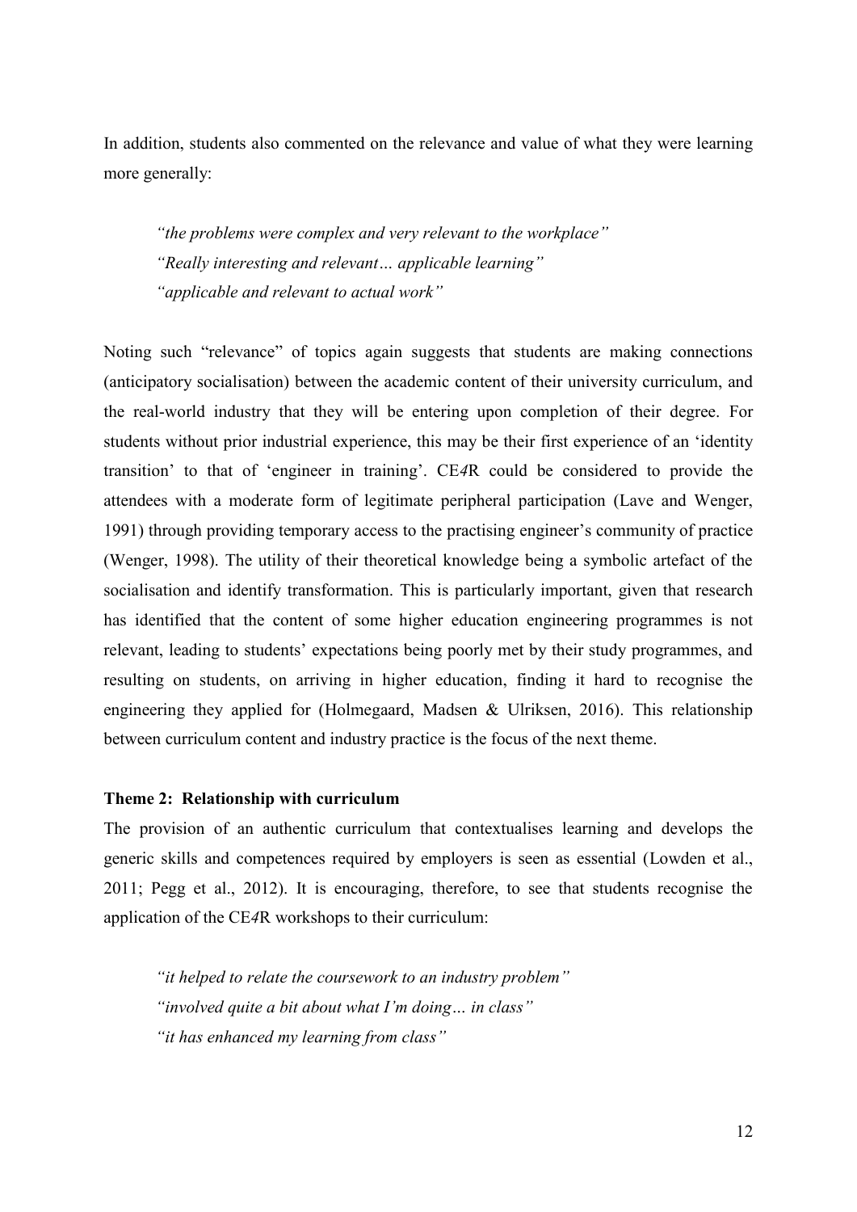In addition, students also commented on the relevance and value of what they were learning more generally:

> *"the problems were complex and very relevant to the workplace"*
> *"Really interesting and relevant… applicable learning"*
> *"applicable and relevant to actual work"*

Noting such "relevance" of topics again suggests that students are making connections (anticipatory socialisation) between the academic content of their university curriculum, and the real-world industry that they will be entering upon completion of their degree. For students without prior industrial experience, this may be their first experience of an 'identity transition' to that of 'engineer in training'. CE*4*R could be considered to provide the attendees with a moderate form of legitimate peripheral participation (Lave and Wenger, 1991) through providing temporary access to the practising engineer's community of practice (Wenger, 1998). The utility of their theoretical knowledge being a symbolic artefact of the socialisation and identify transformation. This is particularly important, given that research has identified that the content of some higher education engineering programmes is not relevant, leading to students' expectations being poorly met by their study programmes, and resulting on students, on arriving in higher education, finding it hard to recognise the engineering they applied for (Holmegaard, Madsen & Ulriksen, 2016). This relationship between curriculum content and industry practice is the focus of the next theme.

**Theme 2: Relationship with curriculum**

The provision of an authentic curriculum that contextualises learning and develops the generic skills and competences required by employers is seen as essential (Lowden et al., 2011; Pegg et al., 2012). It is encouraging, therefore, to see that students recognise the application of the CE*4*R workshops to their curriculum:

> *"it helped to relate the coursework to an industry problem"*
> *"involved quite a bit about what I'm doing… in class"*
> *"it has enhanced my learning from class"*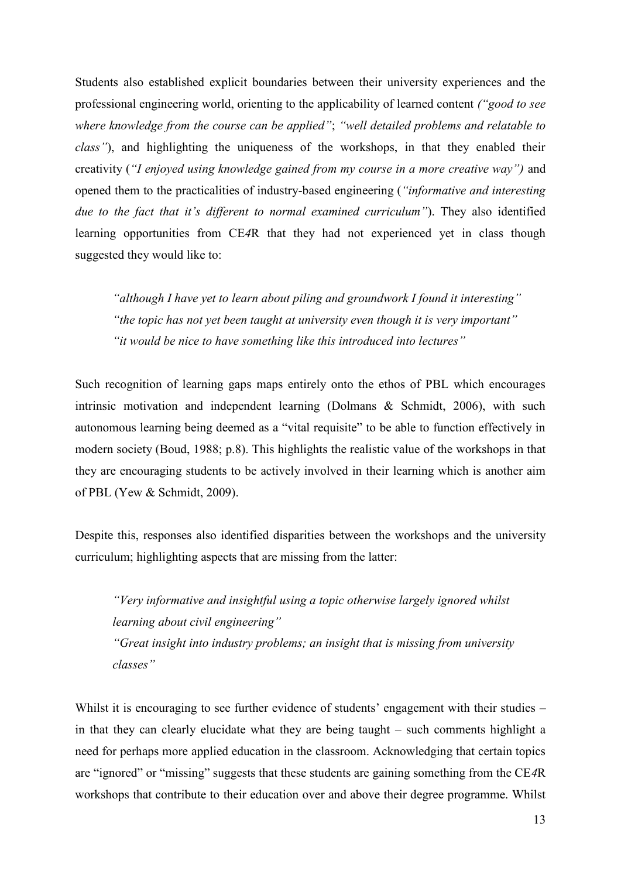Students also established explicit boundaries between their university experiences and the professional engineering world, orienting to the applicability of learned content *("good to see where knowledge from the course can be applied"*; *"well detailed problems and relatable to class"*), and highlighting the uniqueness of the workshops, in that they enabled their creativity (*"I enjoyed using knowledge gained from my course in a more creative way")* and opened them to the practicalities of industry-based engineering (*"informative and interesting due to the fact that it's different to normal examined curriculum"*). They also identified learning opportunities from CE*4*R that they had not experienced yet in class though suggested they would like to:

> *"although I have yet to learn about piling and groundwork I found it interesting"*
> *"the topic has not yet been taught at university even though it is very important"*
> *"it would be nice to have something like this introduced into lectures"*

Such recognition of learning gaps maps entirely onto the ethos of PBL which encourages intrinsic motivation and independent learning (Dolmans & Schmidt, 2006), with such autonomous learning being deemed as a "vital requisite" to be able to function effectively in modern society (Boud, 1988; p.8). This highlights the realistic value of the workshops in that they are encouraging students to be actively involved in their learning which is another aim of PBL (Yew & Schmidt, 2009).

Despite this, responses also identified disparities between the workshops and the university curriculum; highlighting aspects that are missing from the latter:

> *"Very informative and insightful using a topic otherwise largely ignored whilst learning about civil engineering"*
> *"Great insight into industry problems; an insight that is missing from university classes"*

Whilst it is encouraging to see further evidence of students' engagement with their studies – in that they can clearly elucidate what they are being taught – such comments highlight a need for perhaps more applied education in the classroom. Acknowledging that certain topics are "ignored" or "missing" suggests that these students are gaining something from the CE*4*R workshops that contribute to their education over and above their degree programme. Whilst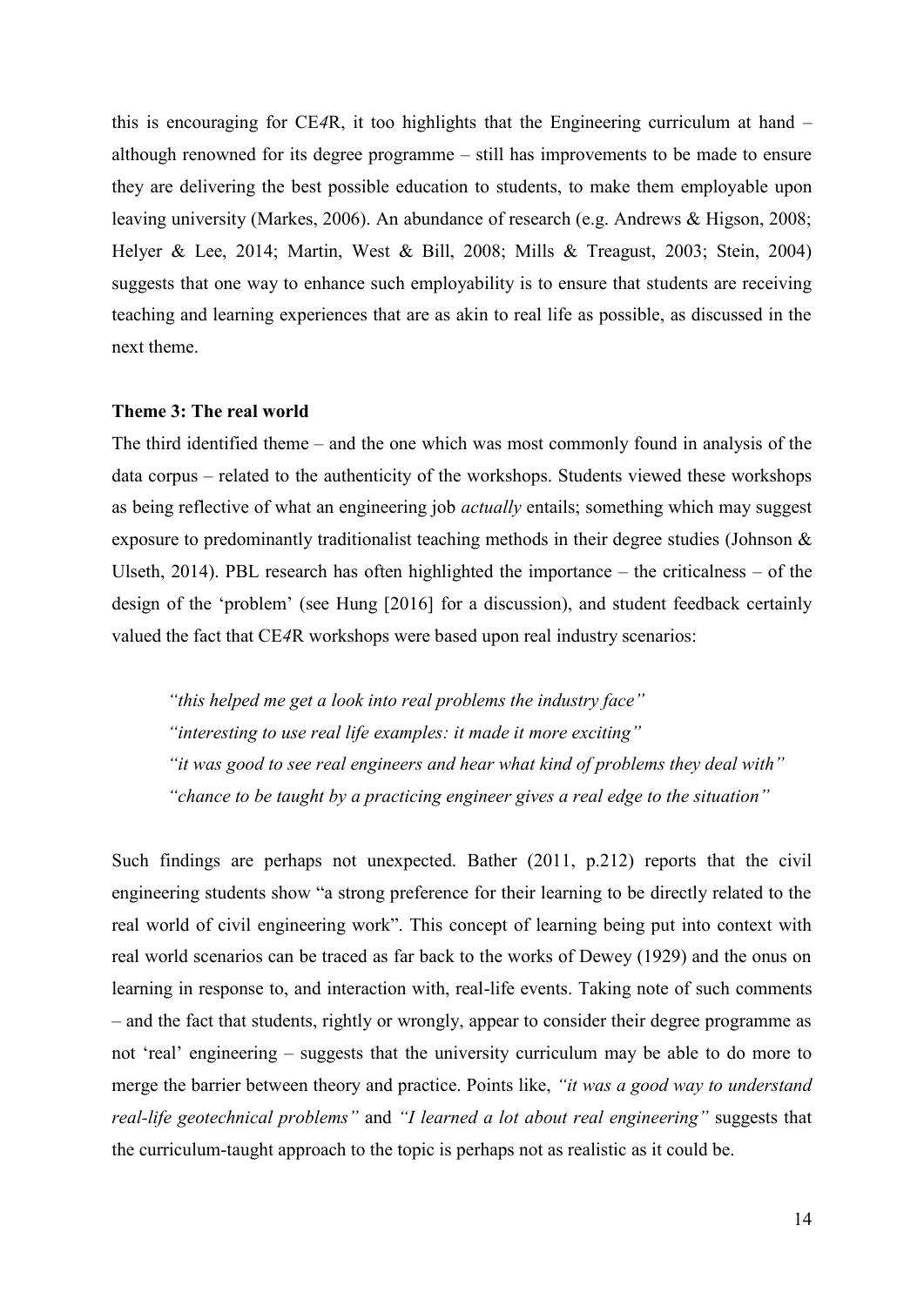this is encouraging for CE*4*R, it too highlights that the Engineering curriculum at hand – although renowned for its degree programme – still has improvements to be made to ensure they are delivering the best possible education to students, to make them employable upon leaving university (Markes, 2006). An abundance of research (e.g. Andrews & Higson, 2008; Helyer & Lee, 2014; Martin, West & Bill, 2008; Mills & Treagust, 2003; Stein, 2004) suggests that one way to enhance such employability is to ensure that students are receiving teaching and learning experiences that are as akin to real life as possible, as discussed in the next theme.

**Theme 3: The real world**

The third identified theme – and the one which was most commonly found in analysis of the data corpus – related to the authenticity of the workshops. Students viewed these workshops as being reflective of what an engineering job *actually* entails; something which may suggest exposure to predominantly traditionalist teaching methods in their degree studies (Johnson & Ulseth, 2014). PBL research has often highlighted the importance – the criticalness – of the design of the 'problem' (see Hung [2016] for a discussion), and student feedback certainly valued the fact that CE*4*R workshops were based upon real industry scenarios:

> *"this helped me get a look into real problems the industry face"*
> *"interesting to use real life examples: it made it more exciting"*
> *"it was good to see real engineers and hear what kind of problems they deal with"*
> *"chance to be taught by a practicing engineer gives a real edge to the situation"*

Such findings are perhaps not unexpected. Bather (2011, p.212) reports that the civil engineering students show "a strong preference for their learning to be directly related to the real world of civil engineering work". This concept of learning being put into context with real world scenarios can be traced as far back to the works of Dewey (1929) and the onus on learning in response to, and interaction with, real-life events. Taking note of such comments – and the fact that students, rightly or wrongly, appear to consider their degree programme as not 'real' engineering – suggests that the university curriculum may be able to do more to merge the barrier between theory and practice. Points like, *"it was a good way to understand real-life geotechnical problems"* and *"I learned a lot about real engineering"* suggests that the curriculum-taught approach to the topic is perhaps not as realistic as it could be.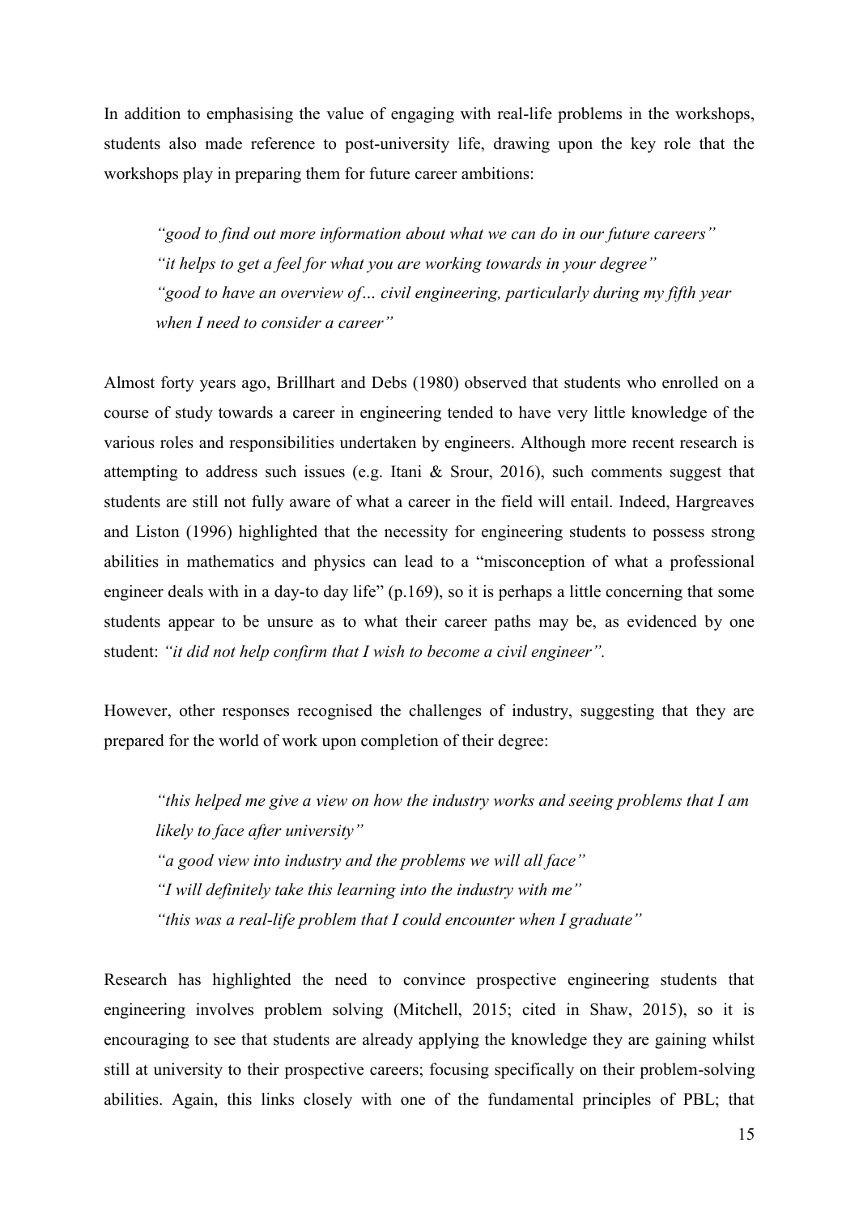In addition to emphasising the value of engaging with real-life problems in the workshops, students also made reference to post-university life, drawing upon the key role that the workshops play in preparing them for future career ambitions:

> *"good to find out more information about what we can do in our future careers"*
> *"it helps to get a feel for what you are working towards in your degree"*
> *"good to have an overview of… civil engineering, particularly during my fifth year when I need to consider a career"*

Almost forty years ago, Brillhart and Debs (1980) observed that students who enrolled on a course of study towards a career in engineering tended to have very little knowledge of the various roles and responsibilities undertaken by engineers. Although more recent research is attempting to address such issues (e.g. Itani & Srour, 2016), such comments suggest that students are still not fully aware of what a career in the field will entail. Indeed, Hargreaves and Liston (1996) highlighted that the necessity for engineering students to possess strong abilities in mathematics and physics can lead to a "misconception of what a professional engineer deals with in a day-to day life" (p.169), so it is perhaps a little concerning that some students appear to be unsure as to what their career paths may be, as evidenced by one student: *"it did not help confirm that I wish to become a civil engineer".*

However, other responses recognised the challenges of industry, suggesting that they are prepared for the world of work upon completion of their degree:

> *"this helped me give a view on how the industry works and seeing problems that I am likely to face after university"*
> *"a good view into industry and the problems we will all face"*
> *"I will definitely take this learning into the industry with me"*
> *"this was a real-life problem that I could encounter when I graduate"*

Research has highlighted the need to convince prospective engineering students that engineering involves problem solving (Mitchell, 2015; cited in Shaw, 2015), so it is encouraging to see that students are already applying the knowledge they are gaining whilst still at university to their prospective careers; focusing specifically on their problem-solving abilities. Again, this links closely with one of the fundamental principles of PBL; that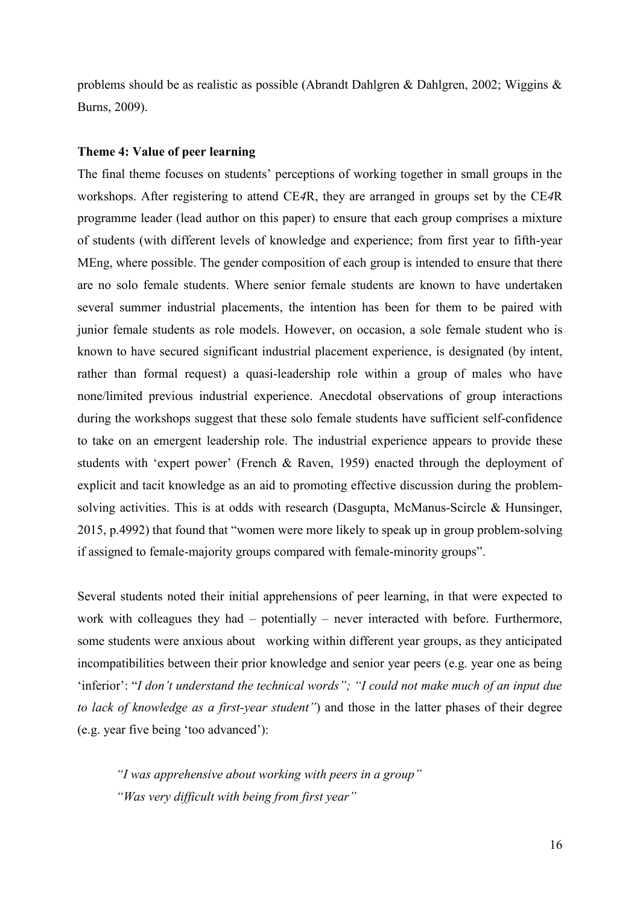problems should be as realistic as possible (Abrandt Dahlgren & Dahlgren, 2002; Wiggins & Burns, 2009).

**Theme 4: Value of peer learning**

The final theme focuses on students' perceptions of working together in small groups in the workshops. After registering to attend CE*4*R, they are arranged in groups set by the CE*4*R programme leader (lead author on this paper) to ensure that each group comprises a mixture of students (with different levels of knowledge and experience; from first year to fifth-year MEng, where possible. The gender composition of each group is intended to ensure that there are no solo female students. Where senior female students are known to have undertaken several summer industrial placements, the intention has been for them to be paired with junior female students as role models. However, on occasion, a sole female student who is known to have secured significant industrial placement experience, is designated (by intent, rather than formal request) a quasi-leadership role within a group of males who have none/limited previous industrial experience. Anecdotal observations of group interactions during the workshops suggest that these solo female students have sufficient self-confidence to take on an emergent leadership role. The industrial experience appears to provide these students with 'expert power' (French & Raven, 1959) enacted through the deployment of explicit and tacit knowledge as an aid to promoting effective discussion during the problem-solving activities. This is at odds with research (Dasgupta, McManus-Scircle & Hunsinger, 2015, p.4992) that found that "women were more likely to speak up in group problem-solving if assigned to female-majority groups compared with female-minority groups".

Several students noted their initial apprehensions of peer learning, in that were expected to work with colleagues they had – potentially – never interacted with before. Furthermore, some students were anxious about working within different year groups, as they anticipated incompatibilities between their prior knowledge and senior year peers (e.g. year one as being 'inferior': "*I don't understand the technical words"; "I could not make much of an input due to lack of knowledge as a first-year student"*) and those in the latter phases of their degree (e.g. year five being 'too advanced'):

> *"I was apprehensive about working with peers in a group"*
> *"Was very difficult with being from first year"*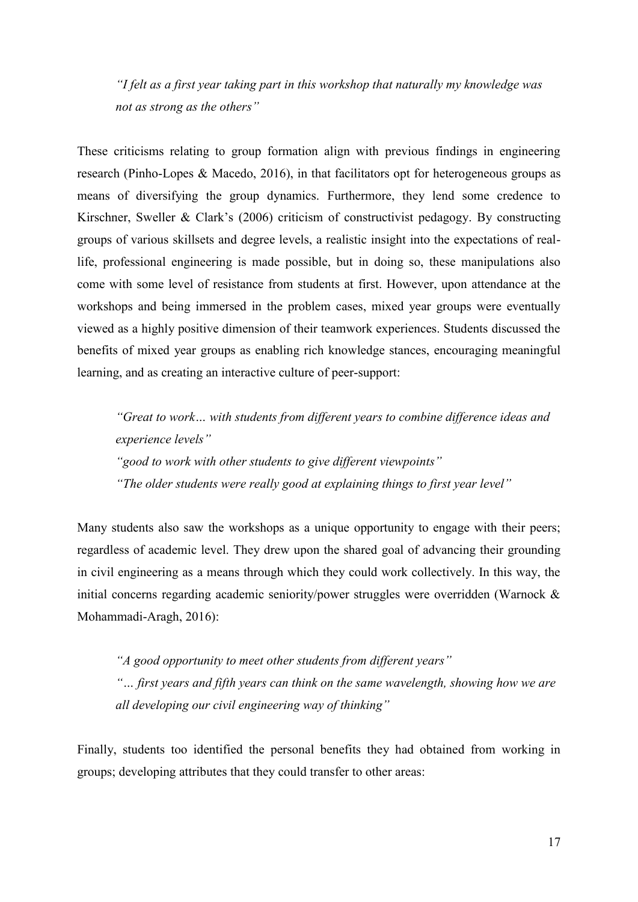> *"I felt as a first year taking part in this workshop that naturally my knowledge was not as strong as the others"*

These criticisms relating to group formation align with previous findings in engineering research (Pinho-Lopes & Macedo, 2016), in that facilitators opt for heterogeneous groups as means of diversifying the group dynamics. Furthermore, they lend some credence to Kirschner, Sweller & Clark's (2006) criticism of constructivist pedagogy. By constructing groups of various skillsets and degree levels, a realistic insight into the expectations of real-life, professional engineering is made possible, but in doing so, these manipulations also come with some level of resistance from students at first. However, upon attendance at the workshops and being immersed in the problem cases, mixed year groups were eventually viewed as a highly positive dimension of their teamwork experiences. Students discussed the benefits of mixed year groups as enabling rich knowledge stances, encouraging meaningful learning, and as creating an interactive culture of peer-support:

> *"Great to work… with students from different years to combine difference ideas and experience levels"*
> *"good to work with other students to give different viewpoints"*
> *"The older students were really good at explaining things to first year level"*

Many students also saw the workshops as a unique opportunity to engage with their peers; regardless of academic level. They drew upon the shared goal of advancing their grounding in civil engineering as a means through which they could work collectively. In this way, the initial concerns regarding academic seniority/power struggles were overridden (Warnock & Mohammadi-Aragh, 2016):

> *"A good opportunity to meet other students from different years"*
> *"… first years and fifth years can think on the same wavelength, showing how we are all developing our civil engineering way of thinking"*

Finally, students too identified the personal benefits they had obtained from working in groups; developing attributes that they could transfer to other areas: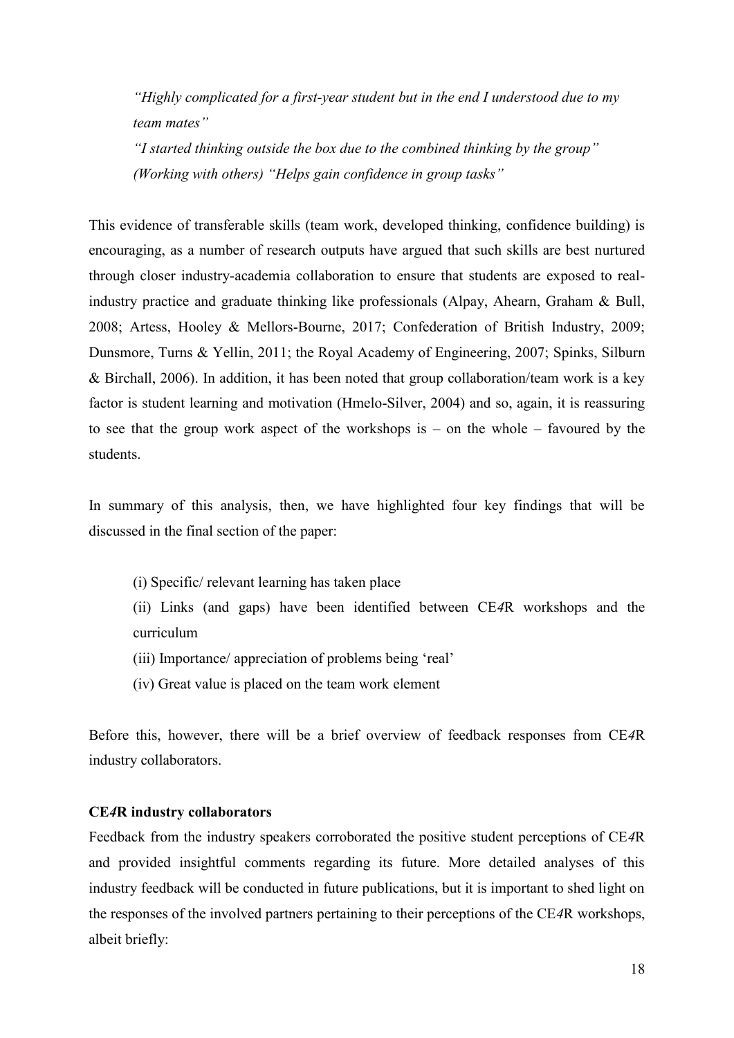*"Highly complicated for a first-year student but in the end I understood due to my team mates"*

*"I started thinking outside the box due to the combined thinking by the group"*

*(Working with others) "Helps gain confidence in group tasks"*

This evidence of transferable skills (team work, developed thinking, confidence building) is encouraging, as a number of research outputs have argued that such skills are best nurtured through closer industry-academia collaboration to ensure that students are exposed to real-industry practice and graduate thinking like professionals (Alpay, Ahearn, Graham & Bull, 2008; Artess, Hooley & Mellors-Bourne, 2017; Confederation of British Industry, 2009; Dunsmore, Turns & Yellin, 2011; the Royal Academy of Engineering, 2007; Spinks, Silburn & Birchall, 2006). In addition, it has been noted that group collaboration/team work is a key factor is student learning and motivation (Hmelo-Silver, 2004) and so, again, it is reassuring to see that the group work aspect of the workshops is – on the whole – favoured by the students.

In summary of this analysis, then, we have highlighted four key findings that will be discussed in the final section of the paper:

(i) Specific/ relevant learning has taken place

(ii) Links (and gaps) have been identified between CE*4*R workshops and the curriculum

(iii) Importance/ appreciation of problems being 'real'

(iv) Great value is placed on the team work element

Before this, however, there will be a brief overview of feedback responses from CE*4*R industry collaborators.

**CE*4*R industry collaborators**

Feedback from the industry speakers corroborated the positive student perceptions of CE*4*R and provided insightful comments regarding its future. More detailed analyses of this industry feedback will be conducted in future publications, but it is important to shed light on the responses of the involved partners pertaining to their perceptions of the CE*4*R workshops, albeit briefly: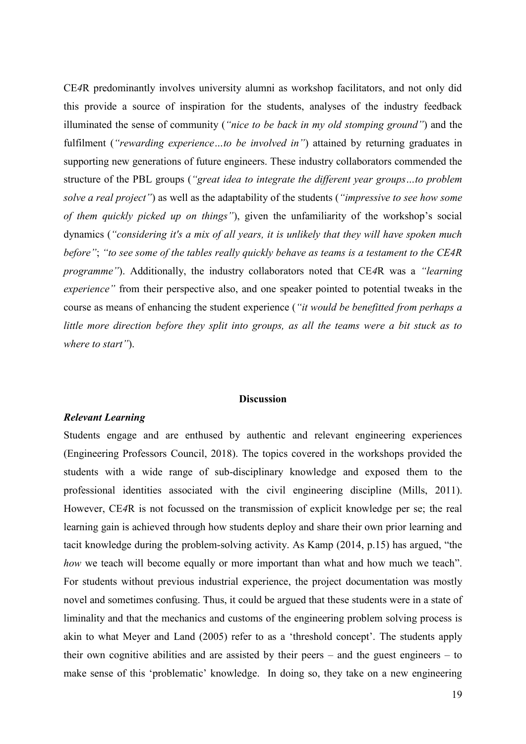CE*4*R predominantly involves university alumni as workshop facilitators, and not only did this provide a source of inspiration for the students, analyses of the industry feedback illuminated the sense of community (*"nice to be back in my old stomping ground"*) and the fulfilment (*"rewarding experience…to be involved in"*) attained by returning graduates in supporting new generations of future engineers. These industry collaborators commended the structure of the PBL groups (*"great idea to integrate the different year groups…to problem solve a real project"*) as well as the adaptability of the students (*"impressive to see how some of them quickly picked up on things"*), given the unfamiliarity of the workshop's social dynamics (*"considering it's a mix of all years, it is unlikely that they will have spoken much before"*; *"to see some of the tables really quickly behave as teams is a testament to the CE4R programme"*). Additionally, the industry collaborators noted that CE*4*R was a *"learning experience"* from their perspective also, and one speaker pointed to potential tweaks in the course as means of enhancing the student experience (*"it would be benefitted from perhaps a little more direction before they split into groups, as all the teams were a bit stuck as to where to start"*).

## Discussion

### *Relevant Learning*

Students engage and are enthused by authentic and relevant engineering experiences (Engineering Professors Council, 2018). The topics covered in the workshops provided the students with a wide range of sub-disciplinary knowledge and exposed them to the professional identities associated with the civil engineering discipline (Mills, 2011). However, CE*4*R is not focussed on the transmission of explicit knowledge per se; the real learning gain is achieved through how students deploy and share their own prior learning and tacit knowledge during the problem-solving activity. As Kamp (2014, p.15) has argued, "the *how* we teach will become equally or more important than what and how much we teach". For students without previous industrial experience, the project documentation was mostly novel and sometimes confusing. Thus, it could be argued that these students were in a state of liminality and that the mechanics and customs of the engineering problem solving process is akin to what Meyer and Land (2005) refer to as a 'threshold concept'. The students apply their own cognitive abilities and are assisted by their peers – and the guest engineers – to make sense of this 'problematic' knowledge. In doing so, they take on a new engineering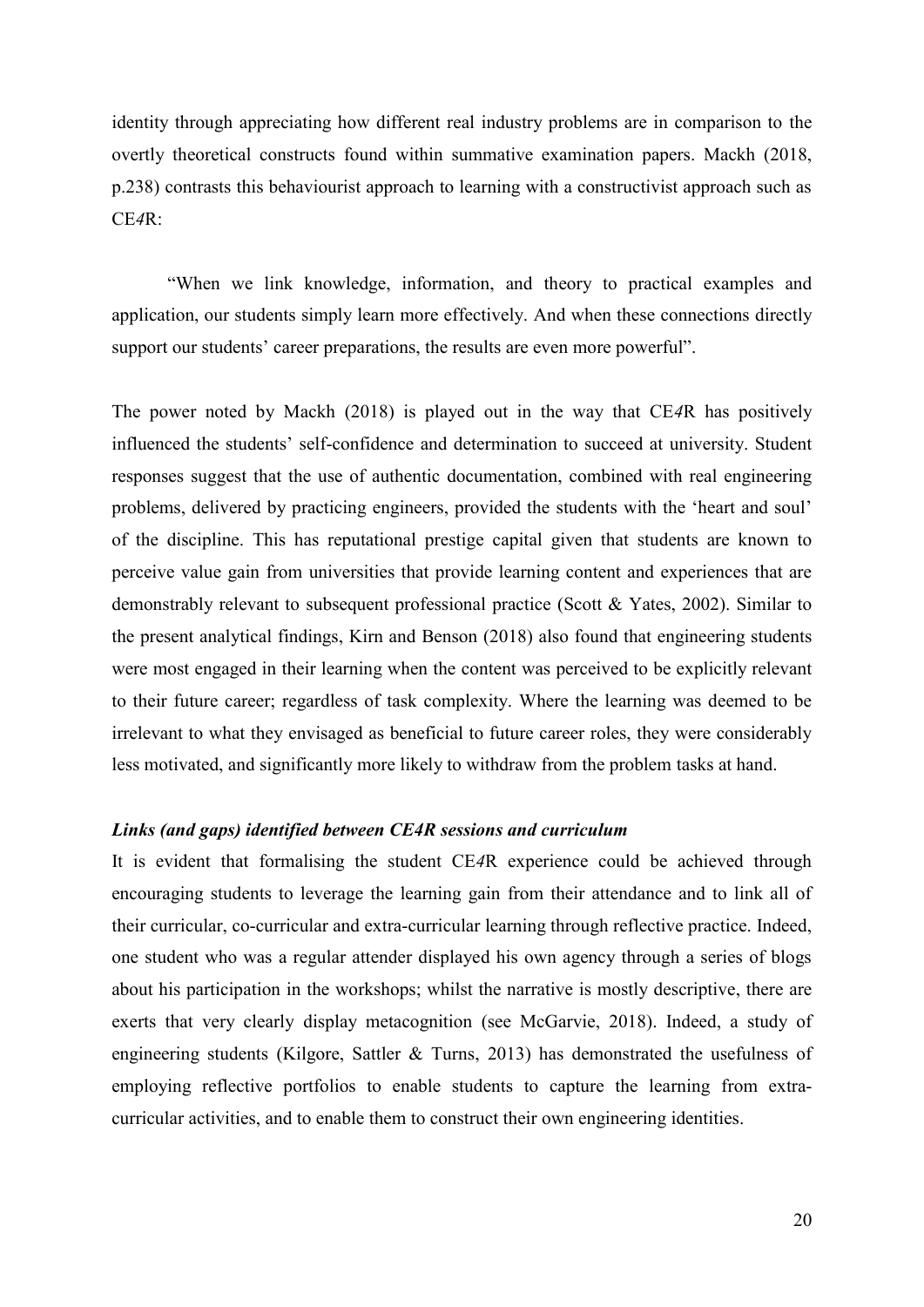identity through appreciating how different real industry problems are in comparison to the overtly theoretical constructs found within summative examination papers. Mackh (2018, p.238) contrasts this behaviourist approach to learning with a constructivist approach such as CE*4*R:

> "When we link knowledge, information, and theory to practical examples and application, our students simply learn more effectively. And when these connections directly support our students' career preparations, the results are even more powerful".

The power noted by Mackh (2018) is played out in the way that CE*4*R has positively influenced the students' self-confidence and determination to succeed at university. Student responses suggest that the use of authentic documentation, combined with real engineering problems, delivered by practicing engineers, provided the students with the 'heart and soul' of the discipline. This has reputational prestige capital given that students are known to perceive value gain from universities that provide learning content and experiences that are demonstrably relevant to subsequent professional practice (Scott & Yates, 2002). Similar to the present analytical findings, Kirn and Benson (2018) also found that engineering students were most engaged in their learning when the content was perceived to be explicitly relevant to their future career; regardless of task complexity. Where the learning was deemed to be irrelevant to what they envisaged as beneficial to future career roles, they were considerably less motivated, and significantly more likely to withdraw from the problem tasks at hand.

### *Links (and gaps) identified between CE4R sessions and curriculum*

It is evident that formalising the student CE*4*R experience could be achieved through encouraging students to leverage the learning gain from their attendance and to link all of their curricular, co-curricular and extra-curricular learning through reflective practice. Indeed, one student who was a regular attender displayed his own agency through a series of blogs about his participation in the workshops; whilst the narrative is mostly descriptive, there are exerts that very clearly display metacognition (see McGarvie, 2018). Indeed, a study of engineering students (Kilgore, Sattler & Turns, 2013) has demonstrated the usefulness of employing reflective portfolios to enable students to capture the learning from extra-curricular activities, and to enable them to construct their own engineering identities.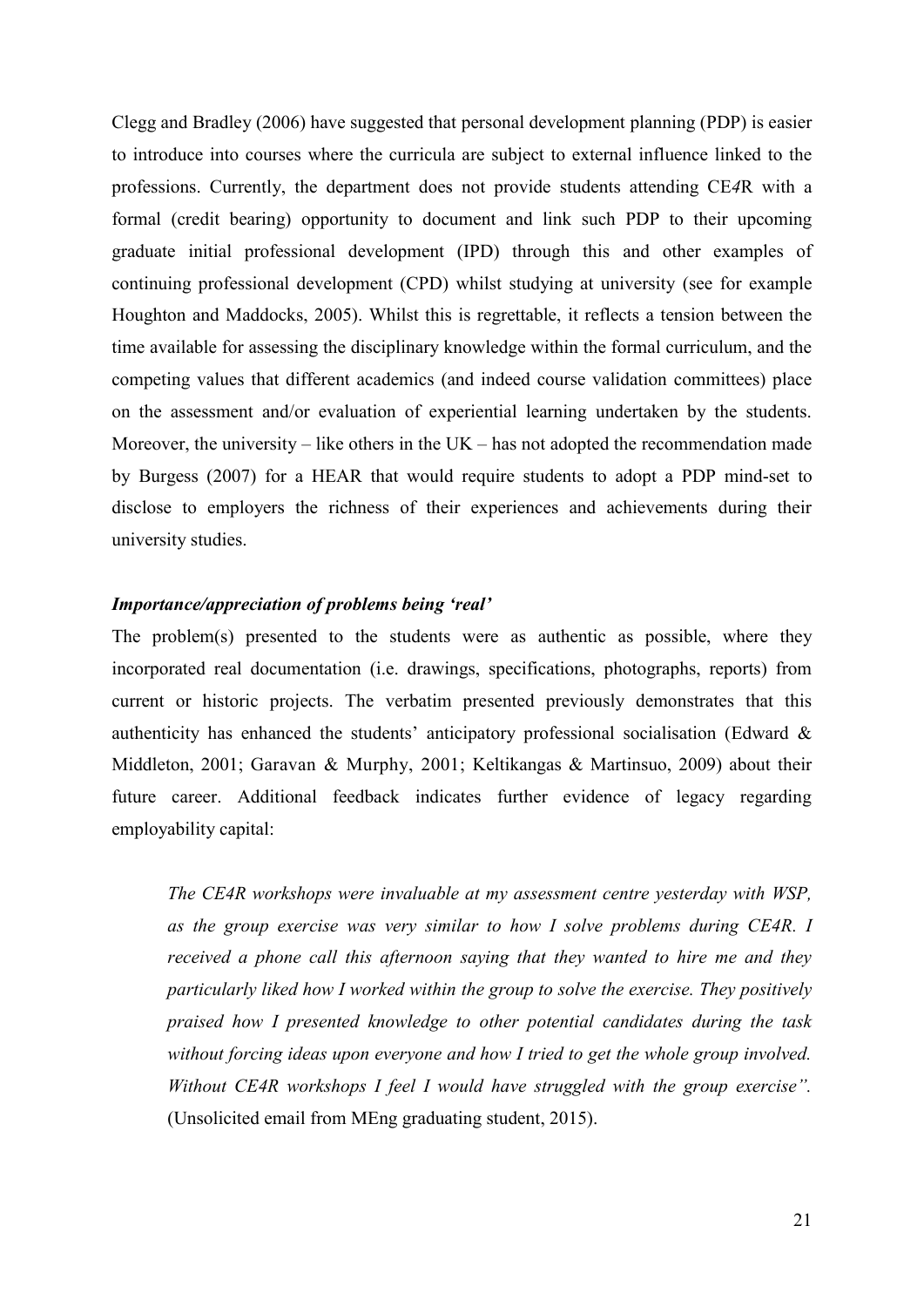Clegg and Bradley (2006) have suggested that personal development planning (PDP) is easier to introduce into courses where the curricula are subject to external influence linked to the professions. Currently, the department does not provide students attending CE*4*R with a formal (credit bearing) opportunity to document and link such PDP to their upcoming graduate initial professional development (IPD) through this and other examples of continuing professional development (CPD) whilst studying at university (see for example Houghton and Maddocks, 2005). Whilst this is regrettable, it reflects a tension between the time available for assessing the disciplinary knowledge within the formal curriculum, and the competing values that different academics (and indeed course validation committees) place on the assessment and/or evaluation of experiential learning undertaken by the students. Moreover, the university – like others in the UK – has not adopted the recommendation made by Burgess (2007) for a HEAR that would require students to adopt a PDP mind-set to disclose to employers the richness of their experiences and achievements during their university studies.

### *Importance/appreciation of problems being 'real'*

The problem(s) presented to the students were as authentic as possible, where they incorporated real documentation (i.e. drawings, specifications, photographs, reports) from current or historic projects. The verbatim presented previously demonstrates that this authenticity has enhanced the students' anticipatory professional socialisation (Edward & Middleton, 2001; Garavan & Murphy, 2001; Keltikangas & Martinsuo, 2009) about their future career. Additional feedback indicates further evidence of legacy regarding employability capital:

> *The CE4R workshops were invaluable at my assessment centre yesterday with WSP, as the group exercise was very similar to how I solve problems during CE4R. I received a phone call this afternoon saying that they wanted to hire me and they particularly liked how I worked within the group to solve the exercise. They positively praised how I presented knowledge to other potential candidates during the task without forcing ideas upon everyone and how I tried to get the whole group involved. Without CE4R workshops I feel I would have struggled with the group exercise".* (Unsolicited email from MEng graduating student, 2015).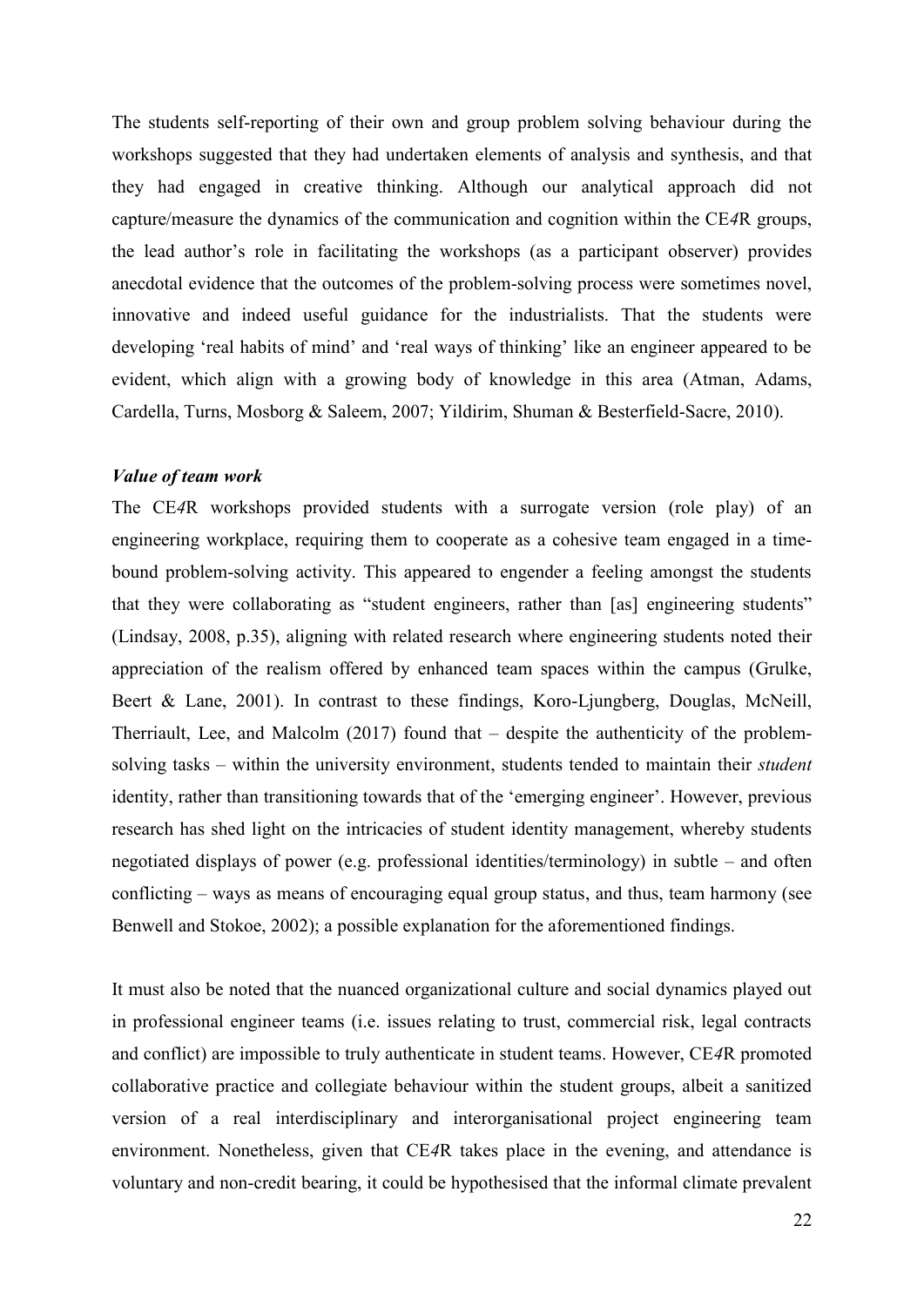The students self-reporting of their own and group problem solving behaviour during the workshops suggested that they had undertaken elements of analysis and synthesis, and that they had engaged in creative thinking. Although our analytical approach did not capture/measure the dynamics of the communication and cognition within the CE*4*R groups, the lead author's role in facilitating the workshops (as a participant observer) provides anecdotal evidence that the outcomes of the problem-solving process were sometimes novel, innovative and indeed useful guidance for the industrialists. That the students were developing 'real habits of mind' and 'real ways of thinking' like an engineer appeared to be evident, which align with a growing body of knowledge in this area (Atman, Adams, Cardella, Turns, Mosborg & Saleem, 2007; Yildirim, Shuman & Besterfield-Sacre, 2010).

### *Value of team work*

The CE*4*R workshops provided students with a surrogate version (role play) of an engineering workplace, requiring them to cooperate as a cohesive team engaged in a time-bound problem-solving activity. This appeared to engender a feeling amongst the students that they were collaborating as "student engineers, rather than [as] engineering students" (Lindsay, 2008, p.35), aligning with related research where engineering students noted their appreciation of the realism offered by enhanced team spaces within the campus (Grulke, Beert & Lane, 2001). In contrast to these findings, Koro-Ljungberg, Douglas, McNeill, Therriault, Lee, and Malcolm (2017) found that – despite the authenticity of the problem-solving tasks – within the university environment, students tended to maintain their *student* identity, rather than transitioning towards that of the 'emerging engineer'. However, previous research has shed light on the intricacies of student identity management, whereby students negotiated displays of power (e.g. professional identities/terminology) in subtle – and often conflicting – ways as means of encouraging equal group status, and thus, team harmony (see Benwell and Stokoe, 2002); a possible explanation for the aforementioned findings.

It must also be noted that the nuanced organizational culture and social dynamics played out in professional engineer teams (i.e. issues relating to trust, commercial risk, legal contracts and conflict) are impossible to truly authenticate in student teams. However, CE*4*R promoted collaborative practice and collegiate behaviour within the student groups, albeit a sanitized version of a real interdisciplinary and interorganisational project engineering team environment. Nonetheless, given that CE*4*R takes place in the evening, and attendance is voluntary and non-credit bearing, it could be hypothesised that the informal climate prevalent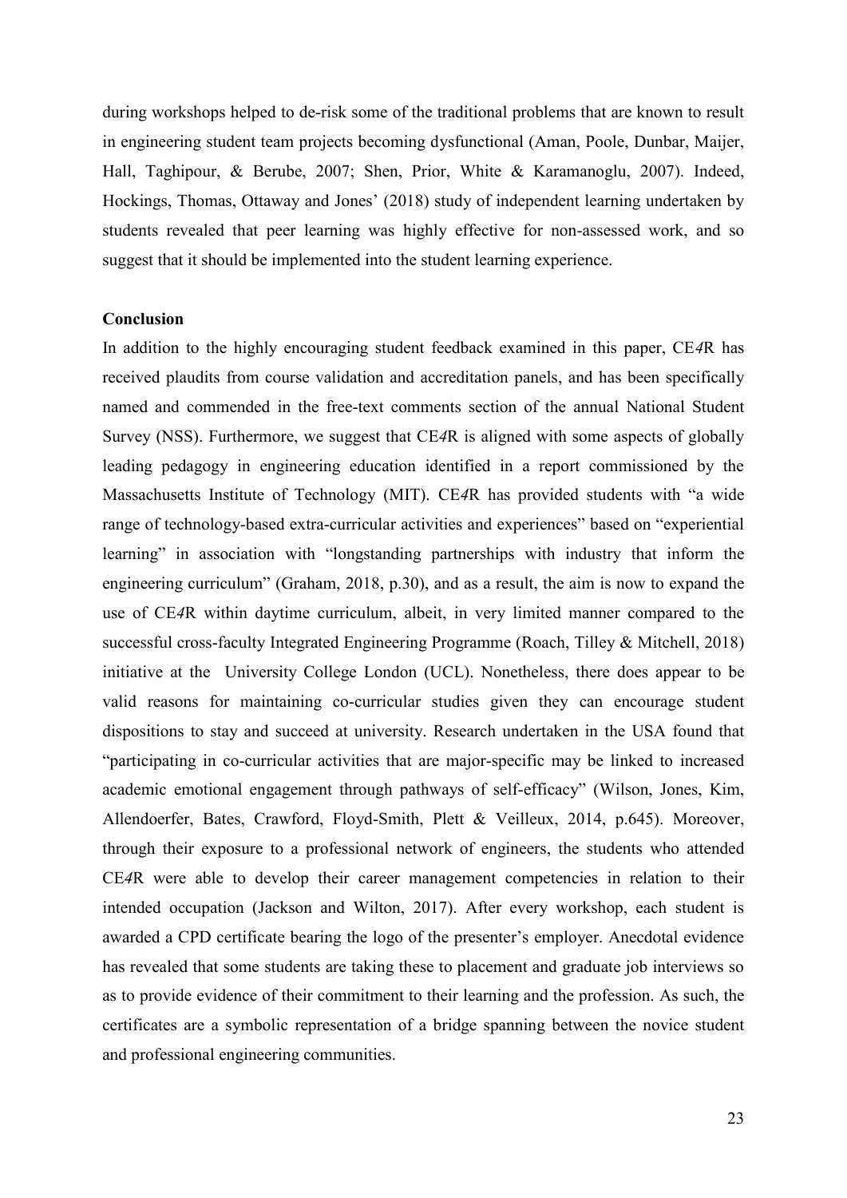during workshops helped to de-risk some of the traditional problems that are known to result in engineering student team projects becoming dysfunctional (Aman, Poole, Dunbar, Maijer, Hall, Taghipour, & Berube, 2007; Shen, Prior, White & Karamanoglu, 2007). Indeed, Hockings, Thomas, Ottaway and Jones' (2018) study of independent learning undertaken by students revealed that peer learning was highly effective for non-assessed work, and so suggest that it should be implemented into the student learning experience.

**Conclusion**

In addition to the highly encouraging student feedback examined in this paper, CE*4*R has received plaudits from course validation and accreditation panels, and has been specifically named and commended in the free-text comments section of the annual National Student Survey (NSS). Furthermore, we suggest that CE*4*R is aligned with some aspects of globally leading pedagogy in engineering education identified in a report commissioned by the Massachusetts Institute of Technology (MIT). CE*4*R has provided students with "a wide range of technology-based extra-curricular activities and experiences" based on "experiential learning" in association with "longstanding partnerships with industry that inform the engineering curriculum" (Graham, 2018, p.30), and as a result, the aim is now to expand the use of CE*4*R within daytime curriculum, albeit, in very limited manner compared to the successful cross-faculty Integrated Engineering Programme (Roach, Tilley & Mitchell, 2018) initiative at the University College London (UCL). Nonetheless, there does appear to be valid reasons for maintaining co-curricular studies given they can encourage student dispositions to stay and succeed at university. Research undertaken in the USA found that "participating in co-curricular activities that are major-specific may be linked to increased academic emotional engagement through pathways of self-efficacy" (Wilson, Jones, Kim, Allendoerfer, Bates, Crawford, Floyd-Smith, Plett & Veilleux, 2014, p.645). Moreover, through their exposure to a professional network of engineers, the students who attended CE*4*R were able to develop their career management competencies in relation to their intended occupation (Jackson and Wilton, 2017). After every workshop, each student is awarded a CPD certificate bearing the logo of the presenter's employer. Anecdotal evidence has revealed that some students are taking these to placement and graduate job interviews so as to provide evidence of their commitment to their learning and the profession. As such, the certificates are a symbolic representation of a bridge spanning between the novice student and professional engineering communities.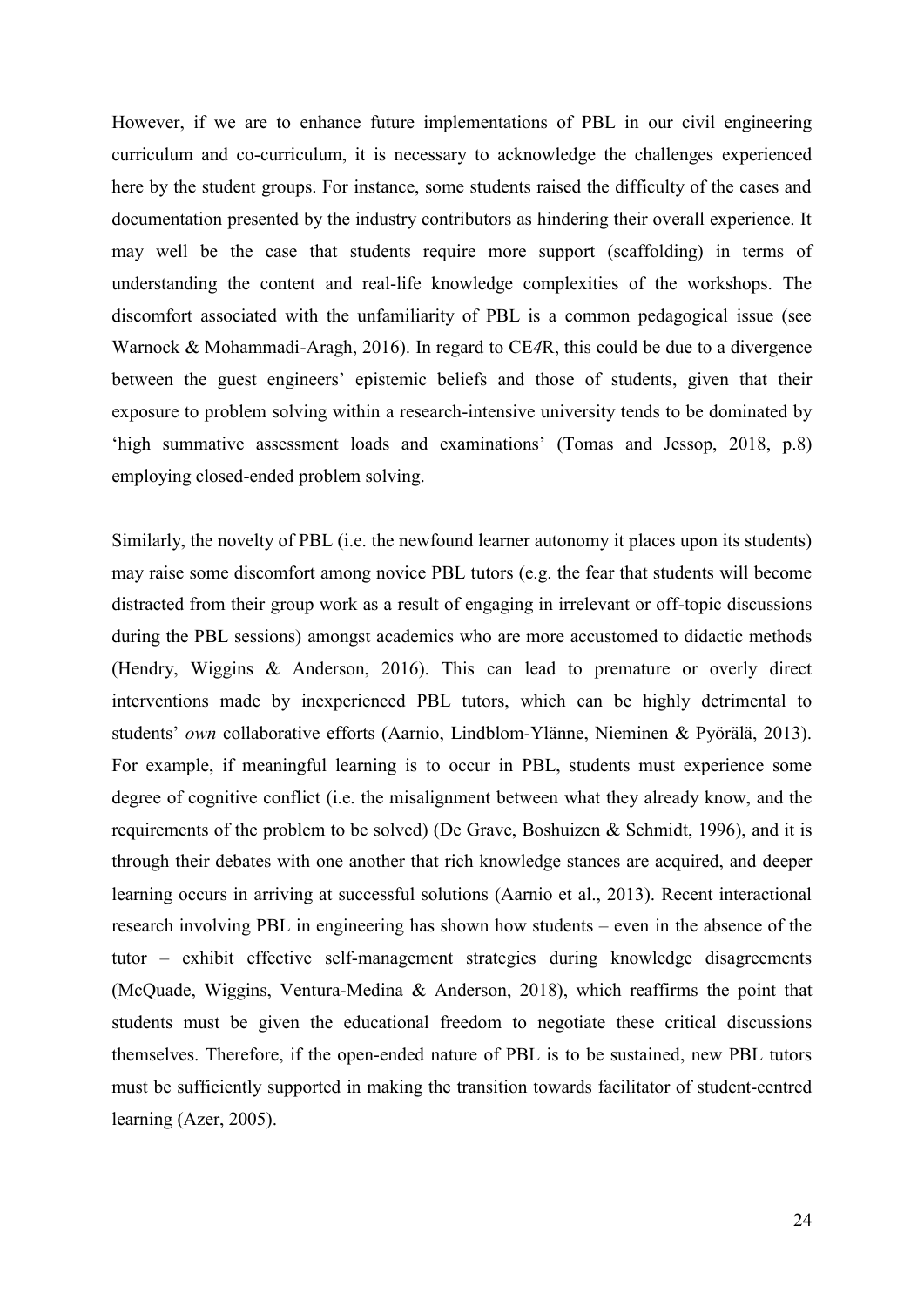However, if we are to enhance future implementations of PBL in our civil engineering curriculum and co-curriculum, it is necessary to acknowledge the challenges experienced here by the student groups. For instance, some students raised the difficulty of the cases and documentation presented by the industry contributors as hindering their overall experience. It may well be the case that students require more support (scaffolding) in terms of understanding the content and real-life knowledge complexities of the workshops. The discomfort associated with the unfamiliarity of PBL is a common pedagogical issue (see Warnock & Mohammadi-Aragh, 2016). In regard to CE*4*R, this could be due to a divergence between the guest engineers' epistemic beliefs and those of students, given that their exposure to problem solving within a research-intensive university tends to be dominated by 'high summative assessment loads and examinations' (Tomas and Jessop, 2018, p.8) employing closed-ended problem solving.

Similarly, the novelty of PBL (i.e. the newfound learner autonomy it places upon its students) may raise some discomfort among novice PBL tutors (e.g. the fear that students will become distracted from their group work as a result of engaging in irrelevant or off-topic discussions during the PBL sessions) amongst academics who are more accustomed to didactic methods (Hendry, Wiggins & Anderson, 2016). This can lead to premature or overly direct interventions made by inexperienced PBL tutors, which can be highly detrimental to students' *own* collaborative efforts (Aarnio, Lindblom-Ylänne, Nieminen & Pyörälä, 2013). For example, if meaningful learning is to occur in PBL, students must experience some degree of cognitive conflict (i.e. the misalignment between what they already know, and the requirements of the problem to be solved) (De Grave, Boshuizen & Schmidt, 1996), and it is through their debates with one another that rich knowledge stances are acquired, and deeper learning occurs in arriving at successful solutions (Aarnio et al., 2013). Recent interactional research involving PBL in engineering has shown how students – even in the absence of the tutor – exhibit effective self-management strategies during knowledge disagreements (McQuade, Wiggins, Ventura-Medina & Anderson, 2018), which reaffirms the point that students must be given the educational freedom to negotiate these critical discussions themselves. Therefore, if the open-ended nature of PBL is to be sustained, new PBL tutors must be sufficiently supported in making the transition towards facilitator of student-centred learning (Azer, 2005).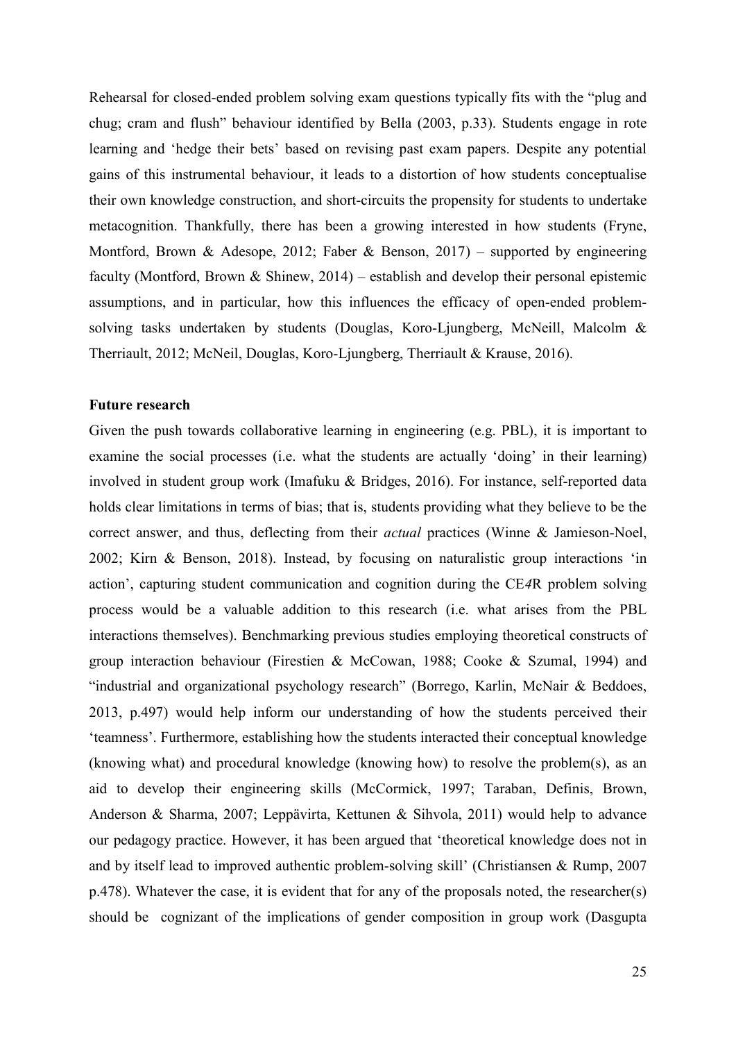Rehearsal for closed-ended problem solving exam questions typically fits with the "plug and chug; cram and flush" behaviour identified by Bella (2003, p.33). Students engage in rote learning and 'hedge their bets' based on revising past exam papers. Despite any potential gains of this instrumental behaviour, it leads to a distortion of how students conceptualise their own knowledge construction, and short-circuits the propensity for students to undertake metacognition. Thankfully, there has been a growing interested in how students (Fryne, Montford, Brown & Adesope, 2012; Faber & Benson, 2017) – supported by engineering faculty (Montford, Brown & Shinew, 2014) – establish and develop their personal epistemic assumptions, and in particular, how this influences the efficacy of open-ended problem-solving tasks undertaken by students (Douglas, Koro-Ljungberg, McNeill, Malcolm & Therriault, 2012; McNeil, Douglas, Koro-Ljungberg, Therriault & Krause, 2016).

**Future research**

Given the push towards collaborative learning in engineering (e.g. PBL), it is important to examine the social processes (i.e. what the students are actually 'doing' in their learning) involved in student group work (Imafuku & Bridges, 2016). For instance, self-reported data holds clear limitations in terms of bias; that is, students providing what they believe to be the correct answer, and thus, deflecting from their *actual* practices (Winne & Jamieson-Noel, 2002; Kirn & Benson, 2018). Instead, by focusing on naturalistic group interactions 'in action', capturing student communication and cognition during the CE*4*R problem solving process would be a valuable addition to this research (i.e. what arises from the PBL interactions themselves). Benchmarking previous studies employing theoretical constructs of group interaction behaviour (Firestien & McCowan, 1988; Cooke & Szumal, 1994) and "industrial and organizational psychology research" (Borrego, Karlin, McNair & Beddoes, 2013, p.497) would help inform our understanding of how the students perceived their 'teamness'. Furthermore, establishing how the students interacted their conceptual knowledge (knowing what) and procedural knowledge (knowing how) to resolve the problem(s), as an aid to develop their engineering skills (McCormick, 1997; Taraban, Definis, Brown, Anderson & Sharma, 2007; Leppävirta, Kettunen & Sihvola, 2011) would help to advance our pedagogy practice. However, it has been argued that 'theoretical knowledge does not in and by itself lead to improved authentic problem-solving skill' (Christiansen & Rump, 2007 p.478). Whatever the case, it is evident that for any of the proposals noted, the researcher(s) should be cognizant of the implications of gender composition in group work (Dasgupta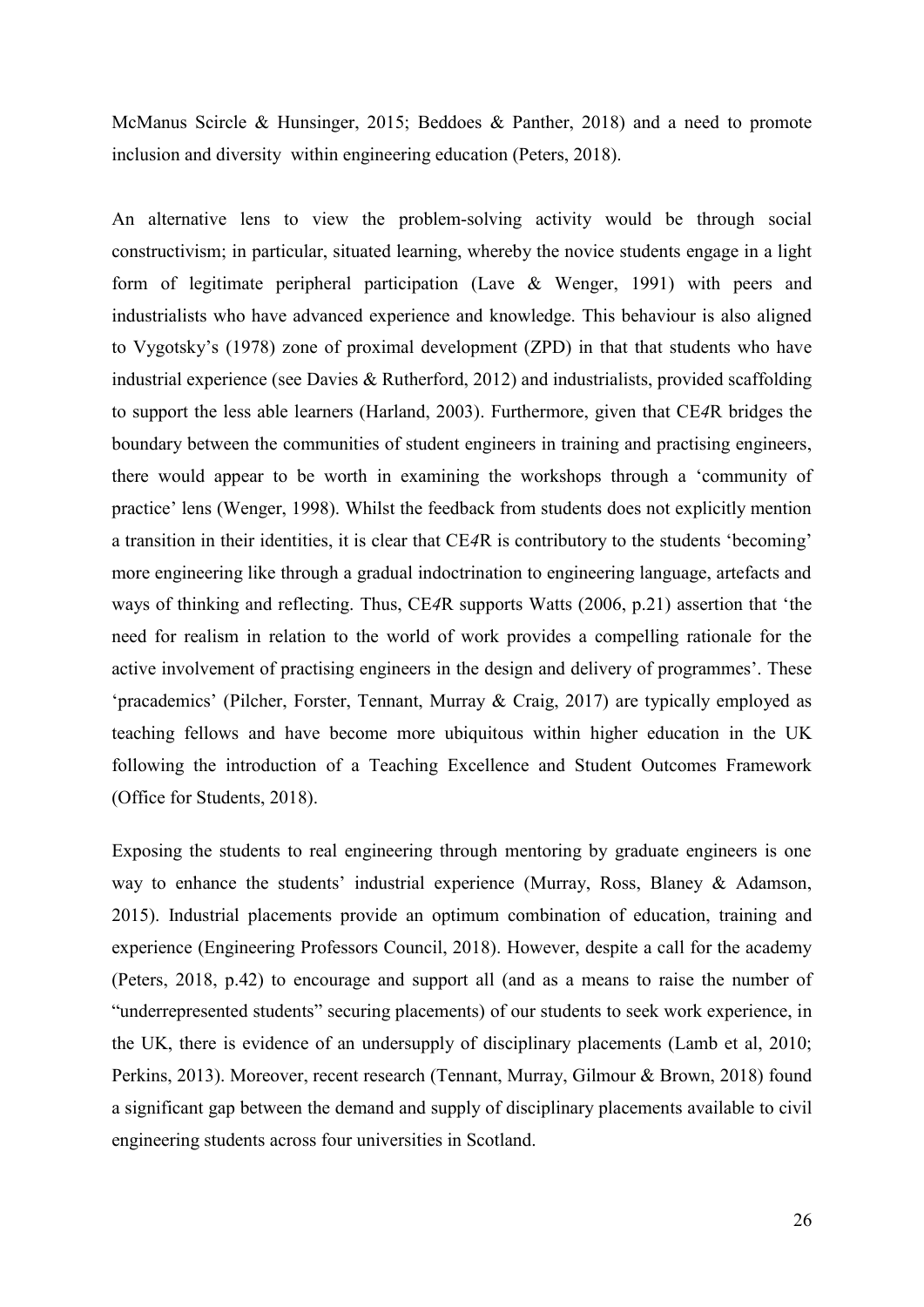McManus Scircle & Hunsinger, 2015; Beddoes & Panther, 2018) and a need to promote inclusion and diversity  within engineering education (Peters, 2018).

An alternative lens to view the problem-solving activity would be through social constructivism; in particular, situated learning, whereby the novice students engage in a light form of legitimate peripheral participation (Lave & Wenger, 1991) with peers and industrialists who have advanced experience and knowledge. This behaviour is also aligned to Vygotsky's (1978) zone of proximal development (ZPD) in that that students who have industrial experience (see Davies & Rutherford, 2012) and industrialists, provided scaffolding to support the less able learners (Harland, 2003). Furthermore, given that CE*4*R bridges the boundary between the communities of student engineers in training and practising engineers, there would appear to be worth in examining the workshops through a 'community of practice' lens (Wenger, 1998). Whilst the feedback from students does not explicitly mention a transition in their identities, it is clear that CE*4*R is contributory to the students 'becoming' more engineering like through a gradual indoctrination to engineering language, artefacts and ways of thinking and reflecting. Thus, CE*4*R supports Watts (2006, p.21) assertion that 'the need for realism in relation to the world of work provides a compelling rationale for the active involvement of practising engineers in the design and delivery of programmes'. These 'pracademics' (Pilcher, Forster, Tennant, Murray & Craig, 2017) are typically employed as teaching fellows and have become more ubiquitous within higher education in the UK following the introduction of a Teaching Excellence and Student Outcomes Framework (Office for Students, 2018).

Exposing the students to real engineering through mentoring by graduate engineers is one way to enhance the students' industrial experience (Murray, Ross, Blaney & Adamson, 2015). Industrial placements provide an optimum combination of education, training and experience (Engineering Professors Council, 2018). However, despite a call for the academy (Peters, 2018, p.42) to encourage and support all (and as a means to raise the number of "underrepresented students" securing placements) of our students to seek work experience, in the UK, there is evidence of an undersupply of disciplinary placements (Lamb et al, 2010; Perkins, 2013). Moreover, recent research (Tennant, Murray, Gilmour & Brown, 2018) found a significant gap between the demand and supply of disciplinary placements available to civil engineering students across four universities in Scotland.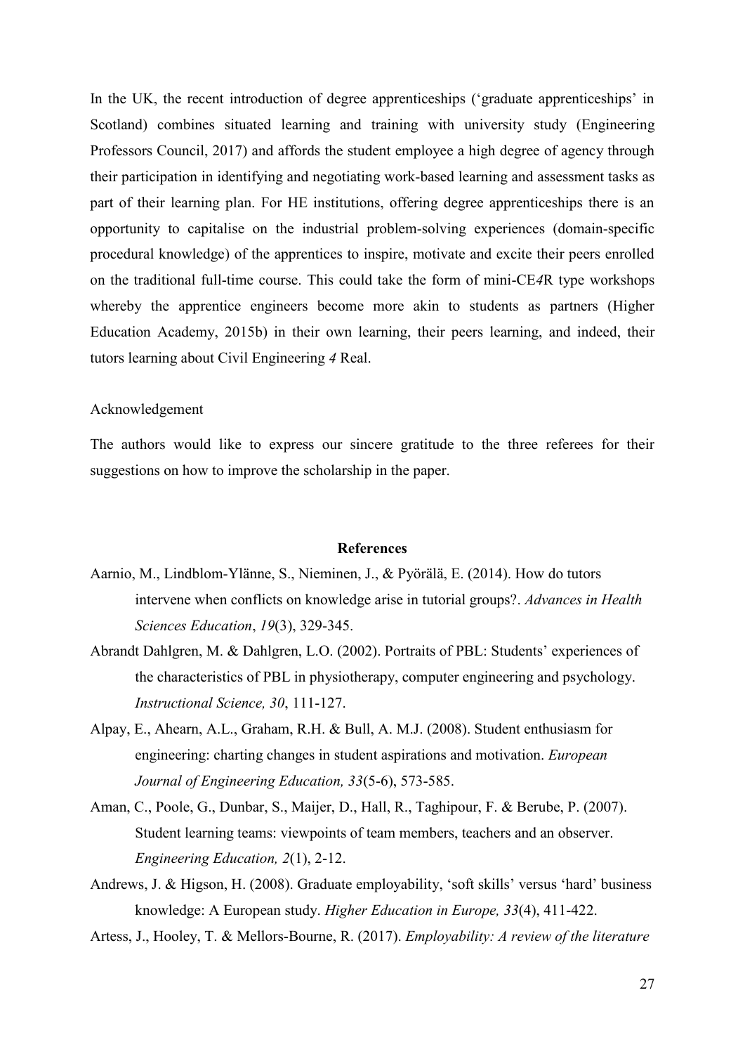In the UK, the recent introduction of degree apprenticeships ('graduate apprenticeships' in Scotland) combines situated learning and training with university study (Engineering Professors Council, 2017) and affords the student employee a high degree of agency through their participation in identifying and negotiating work-based learning and assessment tasks as part of their learning plan. For HE institutions, offering degree apprenticeships there is an opportunity to capitalise on the industrial problem-solving experiences (domain-specific procedural knowledge) of the apprentices to inspire, motivate and excite their peers enrolled on the traditional full-time course. This could take the form of mini-CE*4*R type workshops whereby the apprentice engineers become more akin to students as partners (Higher Education Academy, 2015b) in their own learning, their peers learning, and indeed, their tutors learning about Civil Engineering *4* Real.

## Acknowledgement

The authors would like to express our sincere gratitude to the three referees for their suggestions on how to improve the scholarship in the paper.

## References

Aarnio, M., Lindblom-Ylänne, S., Nieminen, J., & Pyörälä, E. (2014). How do tutors intervene when conflicts on knowledge arise in tutorial groups?. *Advances in Health Sciences Education*, *19*(3), 329-345.

Abrandt Dahlgren, M. & Dahlgren, L.O. (2002). Portraits of PBL: Students' experiences of the characteristics of PBL in physiotherapy, computer engineering and psychology. *Instructional Science, 30*, 111-127.

Alpay, E., Ahearn, A.L., Graham, R.H. & Bull, A. M.J. (2008). Student enthusiasm for engineering: charting changes in student aspirations and motivation. *European Journal of Engineering Education, 33*(5-6), 573-585.

Aman, C., Poole, G., Dunbar, S., Maijer, D., Hall, R., Taghipour, F. & Berube, P. (2007). Student learning teams: viewpoints of team members, teachers and an observer. *Engineering Education, 2*(1), 2-12.

Andrews, J. & Higson, H. (2008). Graduate employability, 'soft skills' versus 'hard' business knowledge: A European study. *Higher Education in Europe, 33*(4), 411-422.

Artess, J., Hooley, T. & Mellors-Bourne, R. (2017). *Employability: A review of the literature*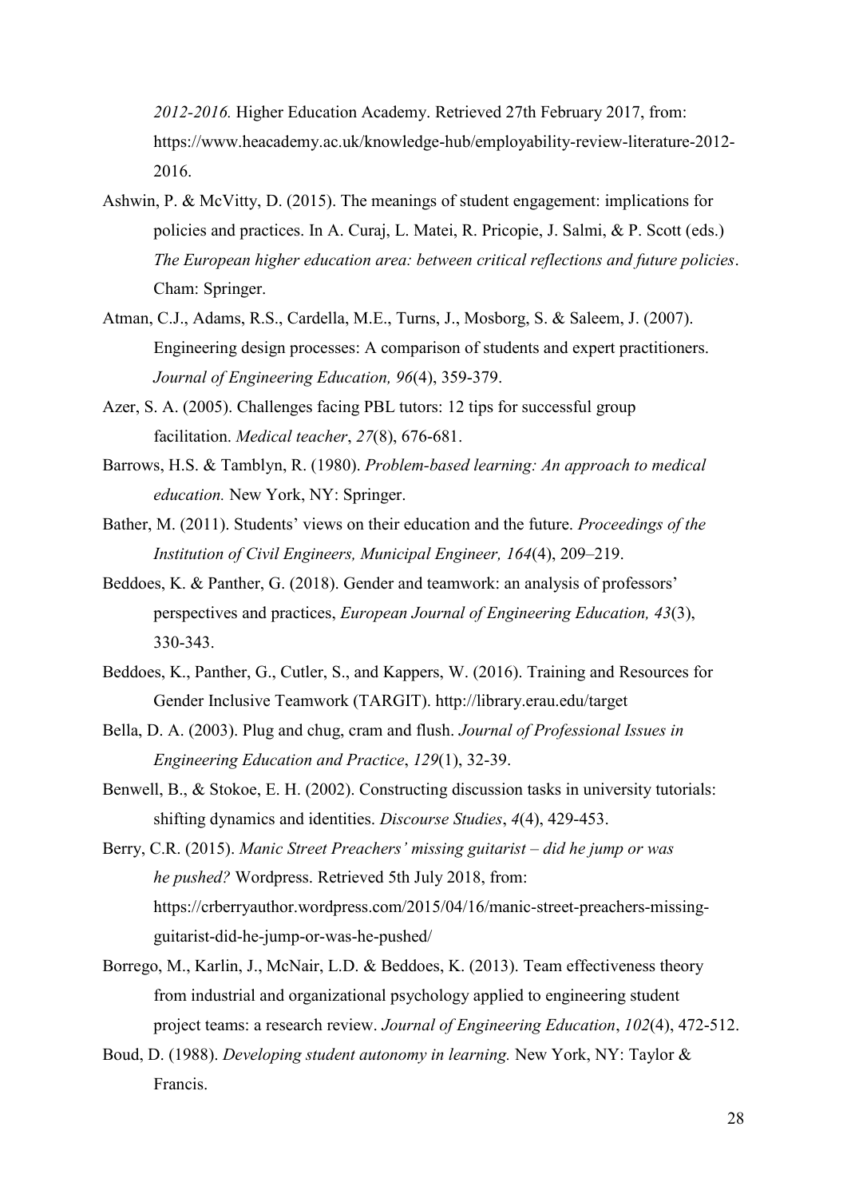*2012-2016.* Higher Education Academy. Retrieved 27th February 2017, from: https://www.heacademy.ac.uk/knowledge-hub/employability-review-literature-2012-2016.

Ashwin, P. & McVitty, D. (2015). The meanings of student engagement: implications for policies and practices. In A. Curaj, L. Matei, R. Pricopie, J. Salmi, & P. Scott (eds.) *The European higher education area: between critical reflections and future policies*. Cham: Springer.

Atman, C.J., Adams, R.S., Cardella, M.E., Turns, J., Mosborg, S. & Saleem, J. (2007). Engineering design processes: A comparison of students and expert practitioners. *Journal of Engineering Education, 96*(4), 359-379.

Azer, S. A. (2005). Challenges facing PBL tutors: 12 tips for successful group facilitation. *Medical teacher*, *27*(8), 676-681.

Barrows, H.S. & Tamblyn, R. (1980). *Problem-based learning: An approach to medical education.* New York, NY: Springer.

Bather, M. (2011). Students' views on their education and the future. *Proceedings of the Institution of Civil Engineers, Municipal Engineer, 164*(4), 209–219.

Beddoes, K. & Panther, G. (2018). Gender and teamwork: an analysis of professors' perspectives and practices, *European Journal of Engineering Education, 43*(3), 330-343.

Beddoes, K., Panther, G., Cutler, S., and Kappers, W. (2016). Training and Resources for Gender Inclusive Teamwork (TARGIT). http://library.erau.edu/target

Bella, D. A. (2003). Plug and chug, cram and flush. *Journal of Professional Issues in Engineering Education and Practice*, *129*(1), 32-39.

Benwell, B., & Stokoe, E. H. (2002). Constructing discussion tasks in university tutorials: shifting dynamics and identities. *Discourse Studies*, *4*(4), 429-453.

Berry, C.R. (2015). *Manic Street Preachers' missing guitarist – did he jump or was he pushed?* Wordpress. Retrieved 5th July 2018, from: https://crberryauthor.wordpress.com/2015/04/16/manic-street-preachers-missing-guitarist-did-he-jump-or-was-he-pushed/

Borrego, M., Karlin, J., McNair, L.D. & Beddoes, K. (2013). Team effectiveness theory from industrial and organizational psychology applied to engineering student project teams: a research review. *Journal of Engineering Education*, *102*(4), 472-512.

Boud, D. (1988). *Developing student autonomy in learning.* New York, NY: Taylor & Francis.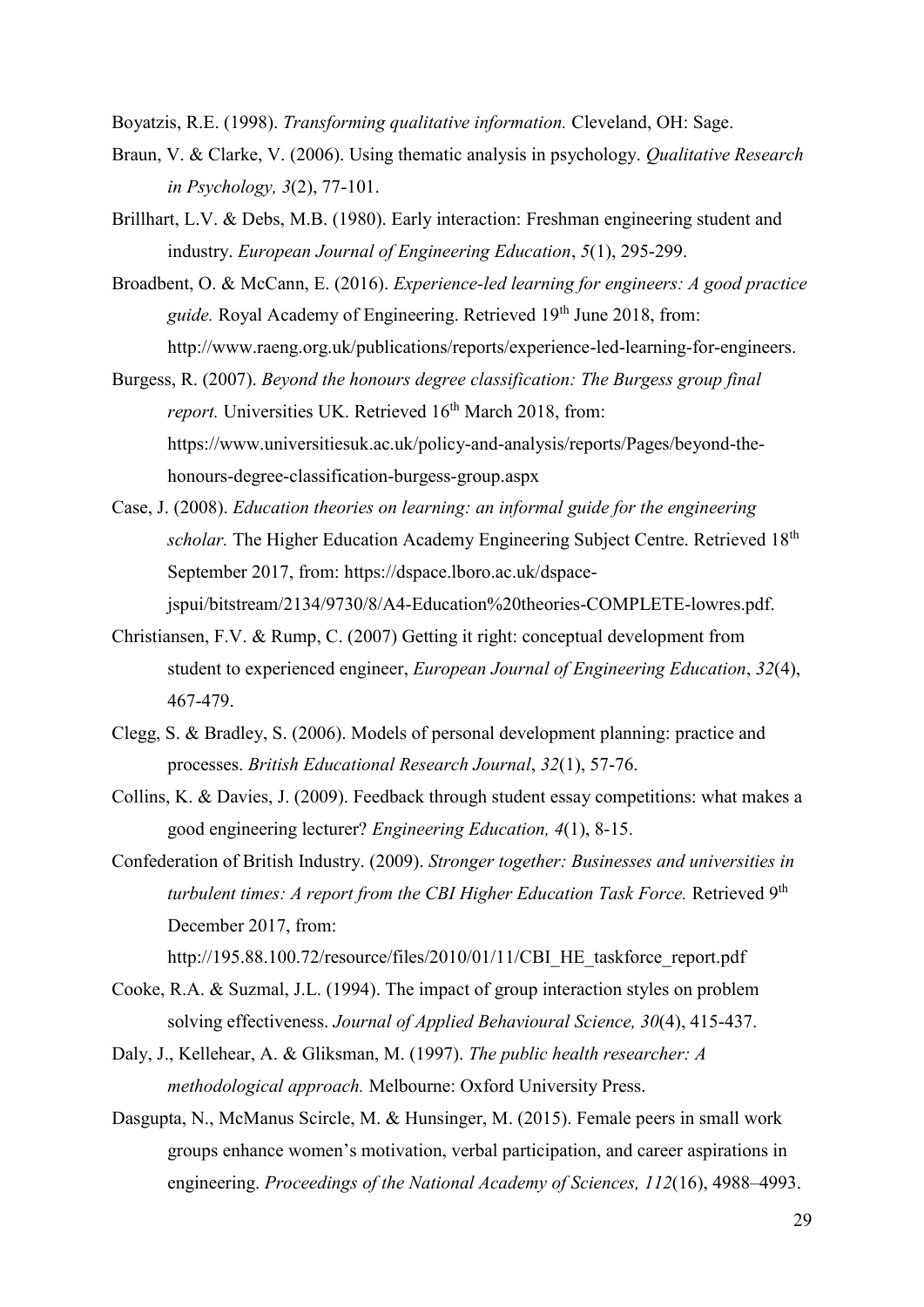Boyatzis, R.E. (1998). *Transforming qualitative information.* Cleveland, OH: Sage.

Braun, V. & Clarke, V. (2006). Using thematic analysis in psychology. *Qualitative Research in Psychology, 3*(2), 77-101.

Brillhart, L.V. & Debs, M.B. (1980). Early interaction: Freshman engineering student and industry. *European Journal of Engineering Education*, *5*(1), 295-299.

Broadbent, O. & McCann, E. (2016). *Experience-led learning for engineers: A good practice guide.* Royal Academy of Engineering. Retrieved 19th June 2018, from: http://www.raeng.org.uk/publications/reports/experience-led-learning-for-engineers.

Burgess, R. (2007). *Beyond the honours degree classification: The Burgess group final report.* Universities UK. Retrieved 16th March 2018, from: https://www.universitiesuk.ac.uk/policy-and-analysis/reports/Pages/beyond-the-honours-degree-classification-burgess-group.aspx

Case, J. (2008). *Education theories on learning: an informal guide for the engineering scholar.* The Higher Education Academy Engineering Subject Centre. Retrieved 18th September 2017, from: https://dspace.lboro.ac.uk/dspace-jspui/bitstream/2134/9730/8/A4-Education%20theories-COMPLETE-lowres.pdf.

Christiansen, F.V. & Rump, C. (2007) Getting it right: conceptual development from student to experienced engineer, *European Journal of Engineering Education*, *32*(4), 467-479.

Clegg, S. & Bradley, S. (2006). Models of personal development planning: practice and processes. *British Educational Research Journal*, *32*(1), 57-76.

Collins, K. & Davies, J. (2009). Feedback through student essay competitions: what makes a good engineering lecturer? *Engineering Education, 4*(1), 8-15.

Confederation of British Industry. (2009). *Stronger together: Businesses and universities in turbulent times: A report from the CBI Higher Education Task Force.* Retrieved 9th December 2017, from: http://195.88.100.72/resource/files/2010/01/11/CBI_HE_taskforce_report.pdf

Cooke, R.A. & Suzmal, J.L. (1994). The impact of group interaction styles on problem solving effectiveness. *Journal of Applied Behavioural Science, 30*(4), 415-437.

Daly, J., Kellehear, A. & Gliksman, M. (1997). *The public health researcher: A methodological approach.* Melbourne: Oxford University Press.

Dasgupta, N., McManus Scircle, M. & Hunsinger, M. (2015). Female peers in small work groups enhance women's motivation, verbal participation, and career aspirations in engineering. *Proceedings of the National Academy of Sciences, 112*(16), 4988–4993.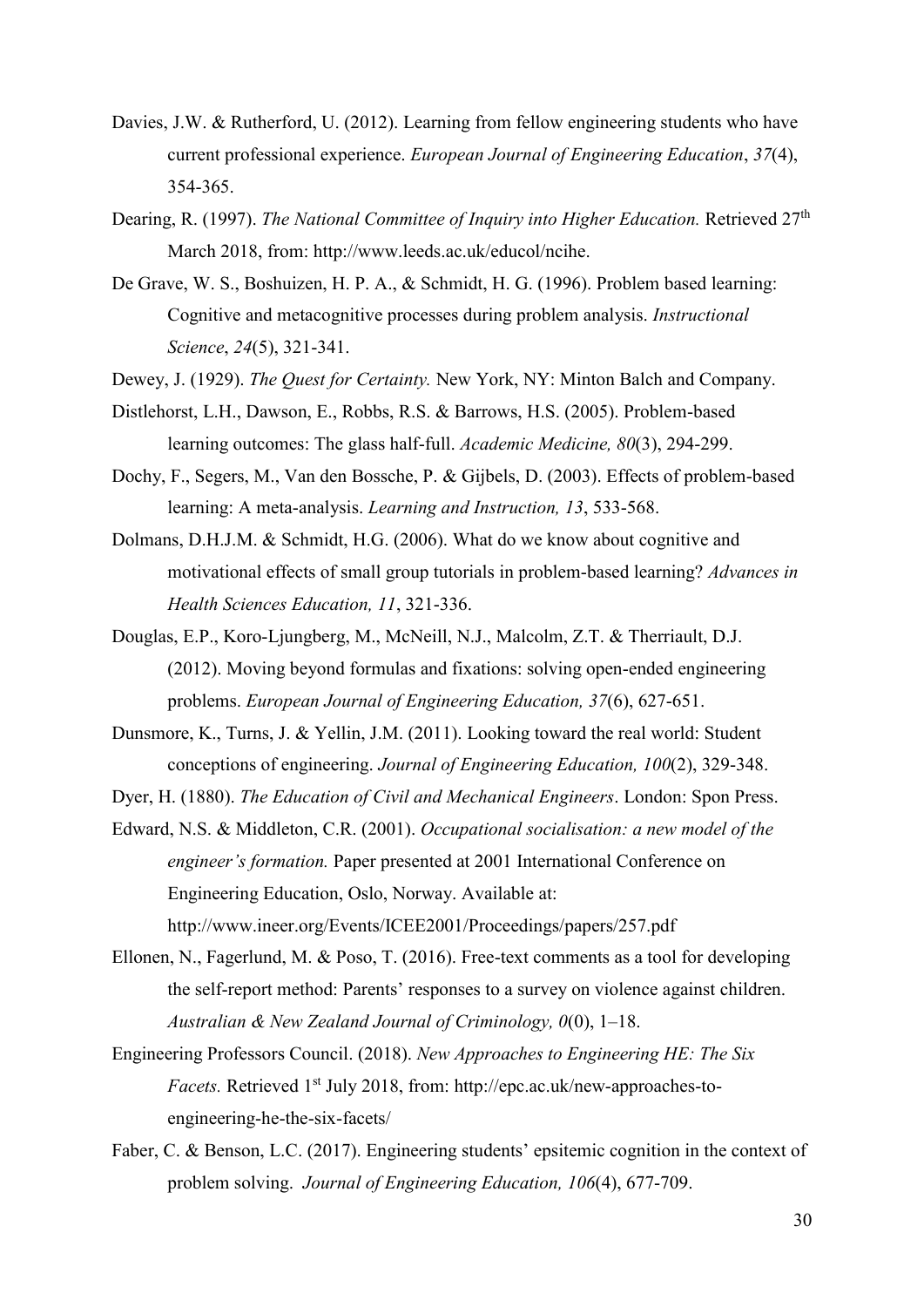Davies, J.W. & Rutherford, U. (2012). Learning from fellow engineering students who have current professional experience. *European Journal of Engineering Education*, *37*(4), 354-365.

Dearing, R. (1997). *The National Committee of Inquiry into Higher Education.* Retrieved 27th March 2018, from: http://www.leeds.ac.uk/educol/ncihe.

De Grave, W. S., Boshuizen, H. P. A., & Schmidt, H. G. (1996). Problem based learning: Cognitive and metacognitive processes during problem analysis. *Instructional Science*, *24*(5), 321-341.

Dewey, J. (1929). *The Quest for Certainty.* New York, NY: Minton Balch and Company.

Distlehorst, L.H., Dawson, E., Robbs, R.S. & Barrows, H.S. (2005). Problem-based learning outcomes: The glass half-full. *Academic Medicine, 80*(3), 294-299.

Dochy, F., Segers, M., Van den Bossche, P. & Gijbels, D. (2003). Effects of problem-based learning: A meta-analysis. *Learning and Instruction, 13*, 533-568.

Dolmans, D.H.J.M. & Schmidt, H.G. (2006). What do we know about cognitive and motivational effects of small group tutorials in problem-based learning? *Advances in Health Sciences Education, 11*, 321-336.

Douglas, E.P., Koro-Ljungberg, M., McNeill, N.J., Malcolm, Z.T. & Therriault, D.J. (2012). Moving beyond formulas and fixations: solving open-ended engineering problems. *European Journal of Engineering Education, 37*(6), 627-651.

Dunsmore, K., Turns, J. & Yellin, J.M. (2011). Looking toward the real world: Student conceptions of engineering. *Journal of Engineering Education, 100*(2), 329-348.

Dyer, H. (1880). *The Education of Civil and Mechanical Engineers*. London: Spon Press.

Edward, N.S. & Middleton, C.R. (2001). *Occupational socialisation: a new model of the engineer's formation.* Paper presented at 2001 International Conference on Engineering Education, Oslo, Norway. Available at: http://www.ineer.org/Events/ICEE2001/Proceedings/papers/257.pdf

Ellonen, N., Fagerlund, M. & Poso, T. (2016). Free-text comments as a tool for developing the self-report method: Parents' responses to a survey on violence against children. *Australian & New Zealand Journal of Criminology, 0*(0), 1–18.

Engineering Professors Council. (2018). *New Approaches to Engineering HE: The Six Facets.* Retrieved 1st July 2018, from: http://epc.ac.uk/new-approaches-to-engineering-he-the-six-facets/

Faber, C. & Benson, L.C. (2017). Engineering students' epsitemic cognition in the context of problem solving. *Journal of Engineering Education, 106*(4), 677-709.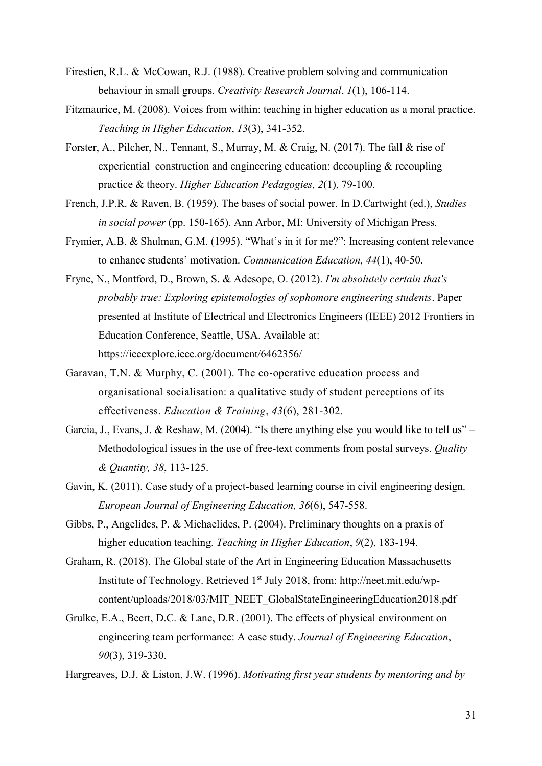Firestien, R.L. & McCowan, R.J. (1988). Creative problem solving and communication behaviour in small groups. *Creativity Research Journal*, *1*(1), 106-114.

Fitzmaurice, M. (2008). Voices from within: teaching in higher education as a moral practice. *Teaching in Higher Education*, *13*(3), 341-352.

Forster, A., Pilcher, N., Tennant, S., Murray, M. & Craig, N. (2017). The fall & rise of experiential construction and engineering education: decoupling & recoupling practice & theory. *Higher Education Pedagogies, 2*(1), 79-100.

French, J.P.R. & Raven, B. (1959). The bases of social power. In D.Cartwight (ed.), *Studies in social power* (pp. 150-165). Ann Arbor, MI: University of Michigan Press.

Frymier, A.B. & Shulman, G.M. (1995). "What's in it for me?": Increasing content relevance to enhance students' motivation. *Communication Education, 44*(1), 40-50.

Fryne, N., Montford, D., Brown, S. & Adesope, O. (2012). *I'm absolutely certain that's probably true: Exploring epistemologies of sophomore engineering students*. Paper presented at Institute of Electrical and Electronics Engineers (IEEE) 2012 Frontiers in Education Conference, Seattle, USA. Available at: https://ieeexplore.ieee.org/document/6462356/

Garavan, T.N. & Murphy, C. (2001). The co-operative education process and organisational socialisation: a qualitative study of student perceptions of its effectiveness. *Education & Training*, *43*(6), 281-302.

Garcia, J., Evans, J. & Reshaw, M. (2004). "Is there anything else you would like to tell us" – Methodological issues in the use of free-text comments from postal surveys. *Quality & Quantity, 38*, 113-125.

Gavin, K. (2011). Case study of a project-based learning course in civil engineering design. *European Journal of Engineering Education, 36*(6), 547-558.

Gibbs, P., Angelides, P. & Michaelides, P. (2004). Preliminary thoughts on a praxis of higher education teaching. *Teaching in Higher Education*, *9*(2), 183-194.

Graham, R. (2018). The Global state of the Art in Engineering Education Massachusetts Institute of Technology. Retrieved 1st July 2018, from: http://neet.mit.edu/wp-content/uploads/2018/03/MIT_NEET_GlobalStateEngineeringEducation2018.pdf

Grulke, E.A., Beert, D.C. & Lane, D.R. (2001). The effects of physical environment on engineering team performance: A case study. *Journal of Engineering Education*, *90*(3), 319-330.

Hargreaves, D.J. & Liston, J.W. (1996). *Motivating first year students by mentoring and by*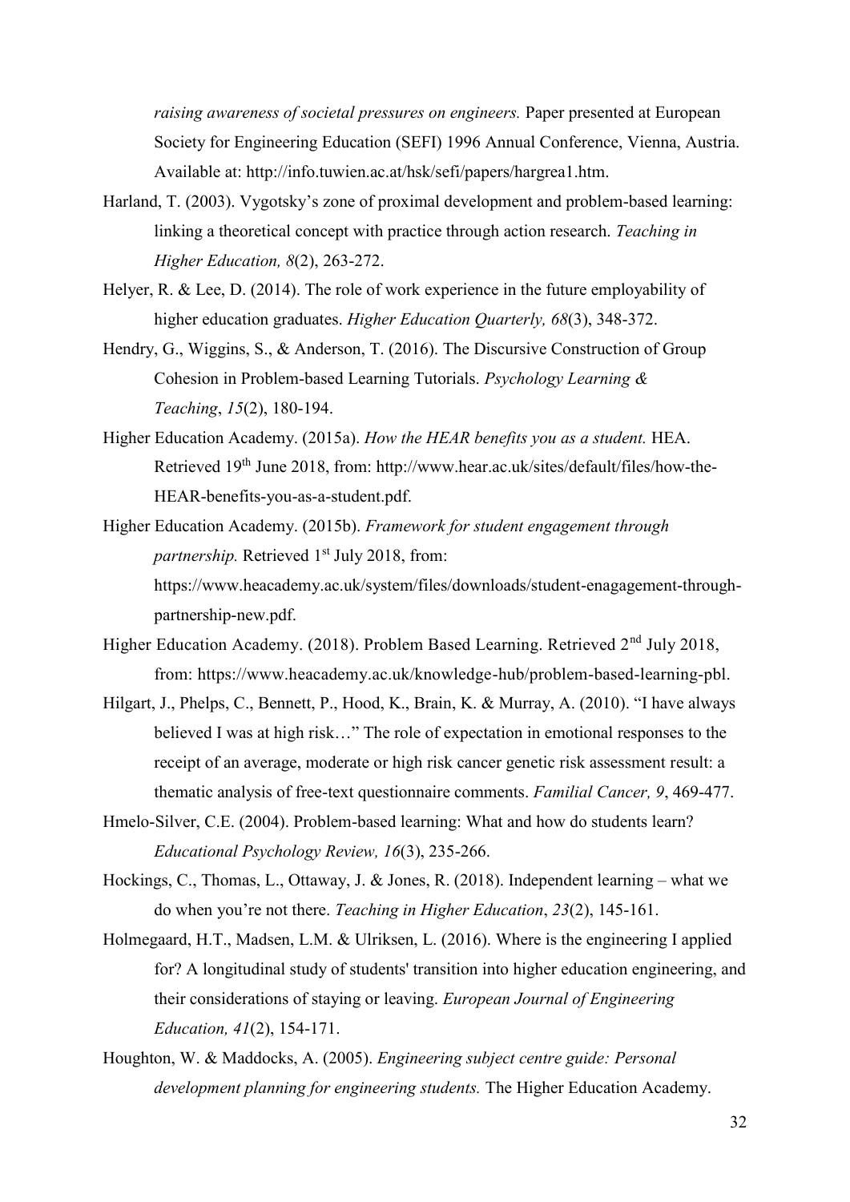*raising awareness of societal pressures on engineers.* Paper presented at European Society for Engineering Education (SEFI) 1996 Annual Conference, Vienna, Austria. Available at: http://info.tuwien.ac.at/hsk/sefi/papers/hargrea1.htm.

Harland, T. (2003). Vygotsky's zone of proximal development and problem-based learning: linking a theoretical concept with practice through action research. *Teaching in Higher Education, 8*(2), 263-272.

Helyer, R. & Lee, D. (2014). The role of work experience in the future employability of higher education graduates. *Higher Education Quarterly, 68*(3), 348-372.

Hendry, G., Wiggins, S., & Anderson, T. (2016). The Discursive Construction of Group Cohesion in Problem-based Learning Tutorials. *Psychology Learning & Teaching*, *15*(2), 180-194.

Higher Education Academy. (2015a). *How the HEAR benefits you as a student.* HEA. Retrieved 19th June 2018, from: http://www.hear.ac.uk/sites/default/files/how-the-HEAR-benefits-you-as-a-student.pdf.

Higher Education Academy. (2015b). *Framework for student engagement through partnership.* Retrieved 1st July 2018, from: https://www.heacademy.ac.uk/system/files/downloads/student-enagagement-through-partnership-new.pdf.

Higher Education Academy. (2018). Problem Based Learning. Retrieved 2nd July 2018, from: https://www.heacademy.ac.uk/knowledge-hub/problem-based-learning-pbl.

Hilgart, J., Phelps, C., Bennett, P., Hood, K., Brain, K. & Murray, A. (2010). "I have always believed I was at high risk…" The role of expectation in emotional responses to the receipt of an average, moderate or high risk cancer genetic risk assessment result: a thematic analysis of free-text questionnaire comments. *Familial Cancer, 9*, 469-477.

Hmelo-Silver, C.E. (2004). Problem-based learning: What and how do students learn? *Educational Psychology Review, 16*(3), 235-266.

Hockings, C., Thomas, L., Ottaway, J. & Jones, R. (2018). Independent learning – what we do when you're not there. *Teaching in Higher Education*, *23*(2), 145-161.

Holmegaard, H.T., Madsen, L.M. & Ulriksen, L. (2016). Where is the engineering I applied for? A longitudinal study of students' transition into higher education engineering, and their considerations of staying or leaving. *European Journal of Engineering Education, 41*(2), 154-171.

Houghton, W. & Maddocks, A. (2005). *Engineering subject centre guide: Personal development planning for engineering students.* The Higher Education Academy.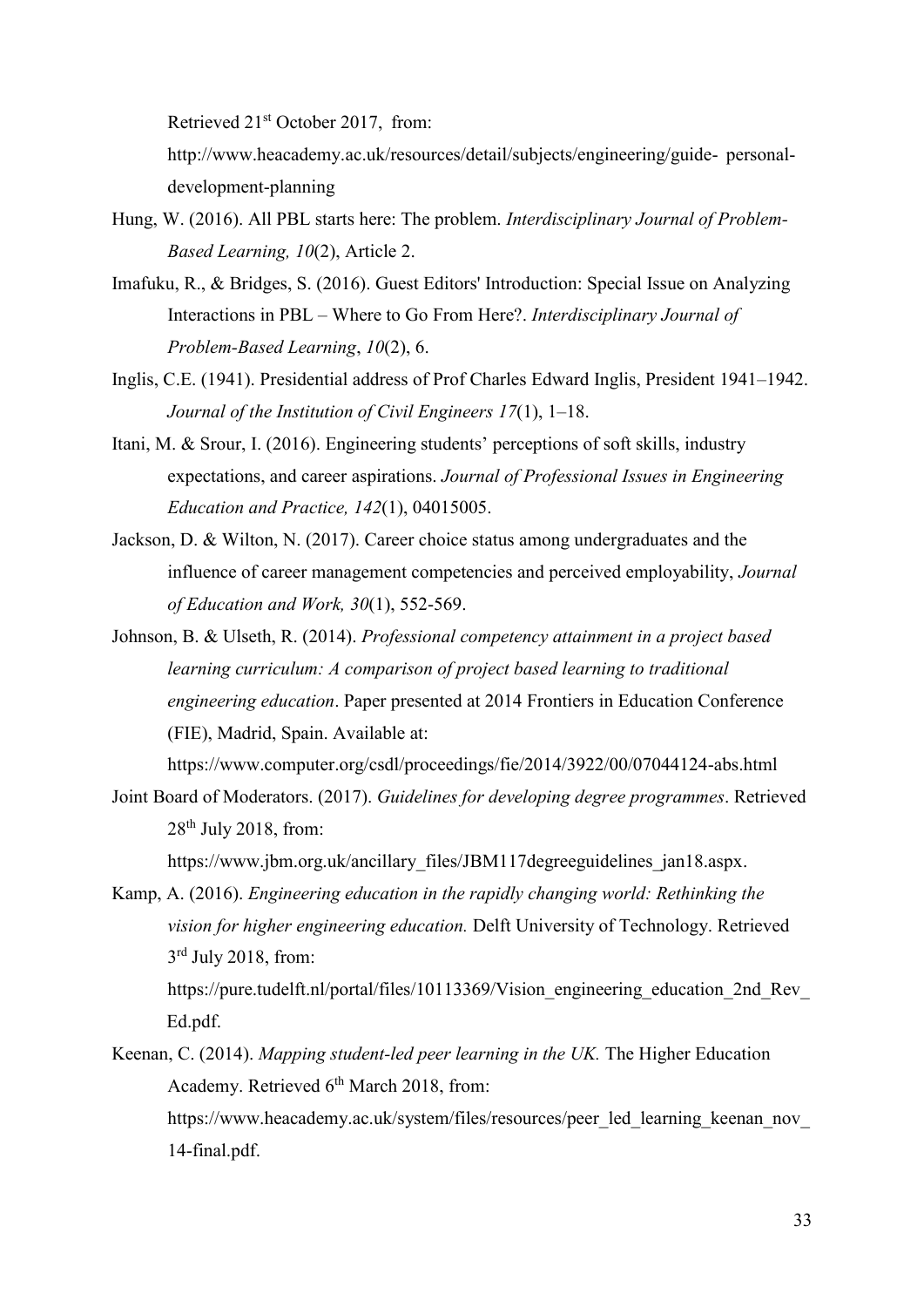Retrieved 21st October 2017, from: http://www.heacademy.ac.uk/resources/detail/subjects/engineering/guide- personal-development-planning

Hung, W. (2016). All PBL starts here: The problem. *Interdisciplinary Journal of Problem-Based Learning, 10*(2), Article 2.

Imafuku, R., & Bridges, S. (2016). Guest Editors' Introduction: Special Issue on Analyzing Interactions in PBL – Where to Go From Here?. *Interdisciplinary Journal of Problem-Based Learning*, *10*(2), 6.

Inglis, C.E. (1941). Presidential address of Prof Charles Edward Inglis, President 1941–1942. *Journal of the Institution of Civil Engineers 17*(1), 1–18.

Itani, M. & Srour, I. (2016). Engineering students' perceptions of soft skills, industry expectations, and career aspirations. *Journal of Professional Issues in Engineering Education and Practice, 142*(1), 04015005.

Jackson, D. & Wilton, N. (2017). Career choice status among undergraduates and the influence of career management competencies and perceived employability, *Journal of Education and Work, 30*(1), 552-569.

Johnson, B. & Ulseth, R. (2014). *Professional competency attainment in a project based learning curriculum: A comparison of project based learning to traditional engineering education*. Paper presented at 2014 Frontiers in Education Conference (FIE), Madrid, Spain. Available at: https://www.computer.org/csdl/proceedings/fie/2014/3922/00/07044124-abs.html

Joint Board of Moderators. (2017). *Guidelines for developing degree programmes*. Retrieved 28th July 2018, from: https://www.jbm.org.uk/ancillary_files/JBM117degreeguidelines_jan18.aspx.

Kamp, A. (2016). *Engineering education in the rapidly changing world: Rethinking the vision for higher engineering education.* Delft University of Technology. Retrieved 3rd July 2018, from: https://pure.tudelft.nl/portal/files/10113369/Vision_engineering_education_2nd_Rev_Ed.pdf.

Keenan, C. (2014). *Mapping student-led peer learning in the UK.* The Higher Education Academy. Retrieved 6th March 2018, from: https://www.heacademy.ac.uk/system/files/resources/peer_led_learning_keenan_nov_14-final.pdf.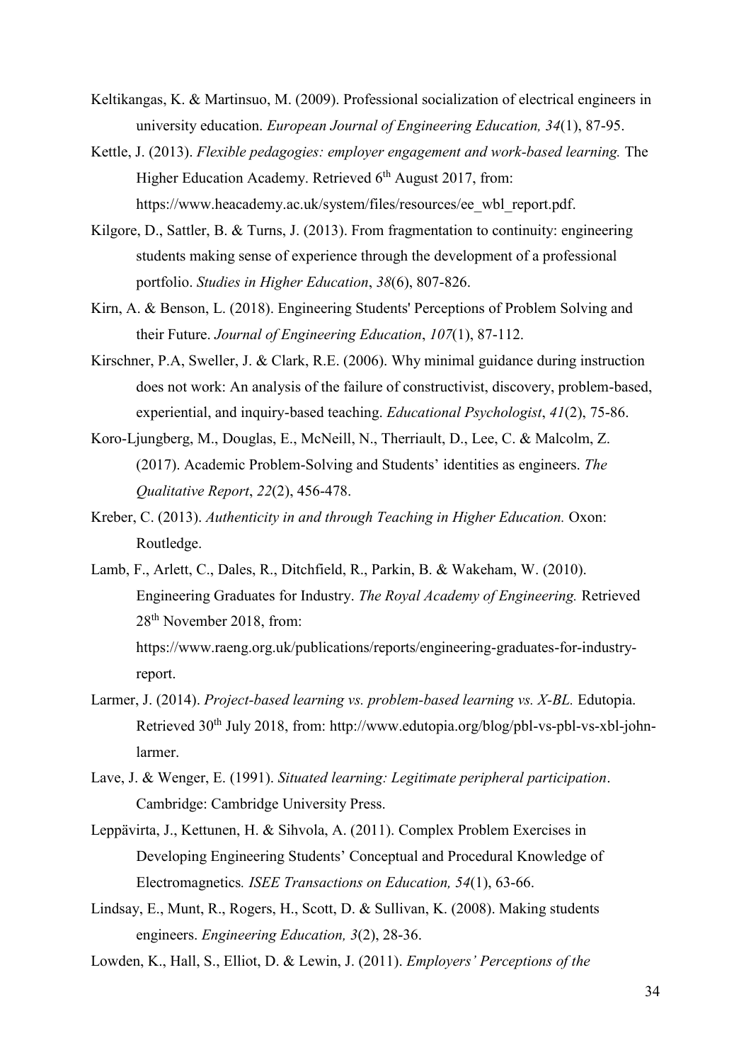Keltikangas, K. & Martinsuo, M. (2009). Professional socialization of electrical engineers in university education. *European Journal of Engineering Education, 34*(1), 87-95.

Kettle, J. (2013). *Flexible pedagogies: employer engagement and work-based learning.* The Higher Education Academy. Retrieved 6th August 2017, from: https://www.heacademy.ac.uk/system/files/resources/ee_wbl_report.pdf.

Kilgore, D., Sattler, B. & Turns, J. (2013). From fragmentation to continuity: engineering students making sense of experience through the development of a professional portfolio. *Studies in Higher Education*, *38*(6), 807-826.

Kirn, A. & Benson, L. (2018). Engineering Students' Perceptions of Problem Solving and their Future. *Journal of Engineering Education*, *107*(1), 87-112.

Kirschner, P.A, Sweller, J. & Clark, R.E. (2006). Why minimal guidance during instruction does not work: An analysis of the failure of constructivist, discovery, problem-based, experiential, and inquiry-based teaching. *Educational Psychologist*, *41*(2), 75-86.

Koro-Ljungberg, M., Douglas, E., McNeill, N., Therriault, D., Lee, C. & Malcolm, Z. (2017). Academic Problem-Solving and Students' identities as engineers. *The Qualitative Report*, *22*(2), 456-478.

Kreber, C. (2013). *Authenticity in and through Teaching in Higher Education.* Oxon: Routledge.

Lamb, F., Arlett, C., Dales, R., Ditchfield, R., Parkin, B. & Wakeham, W. (2010). Engineering Graduates for Industry. *The Royal Academy of Engineering.* Retrieved 28th November 2018, from: https://www.raeng.org.uk/publications/reports/engineering-graduates-for-industry-report.

Larmer, J. (2014). *Project-based learning vs. problem-based learning vs. X-BL.* Edutopia. Retrieved 30th July 2018, from: http://www.edutopia.org/blog/pbl-vs-pbl-vs-xbl-john-larmer.

Lave, J. & Wenger, E. (1991). *Situated learning: Legitimate peripheral participation*. Cambridge: Cambridge University Press.

Leppävirta, J., Kettunen, H. & Sihvola, A. (2011). Complex Problem Exercises in Developing Engineering Students' Conceptual and Procedural Knowledge of Electromagnetics*. ISEE Transactions on Education, 54*(1), 63-66.

Lindsay, E., Munt, R., Rogers, H., Scott, D. & Sullivan, K. (2008). Making students engineers. *Engineering Education, 3*(2), 28-36.

Lowden, K., Hall, S., Elliot, D. & Lewin, J. (2011). *Employers' Perceptions of the*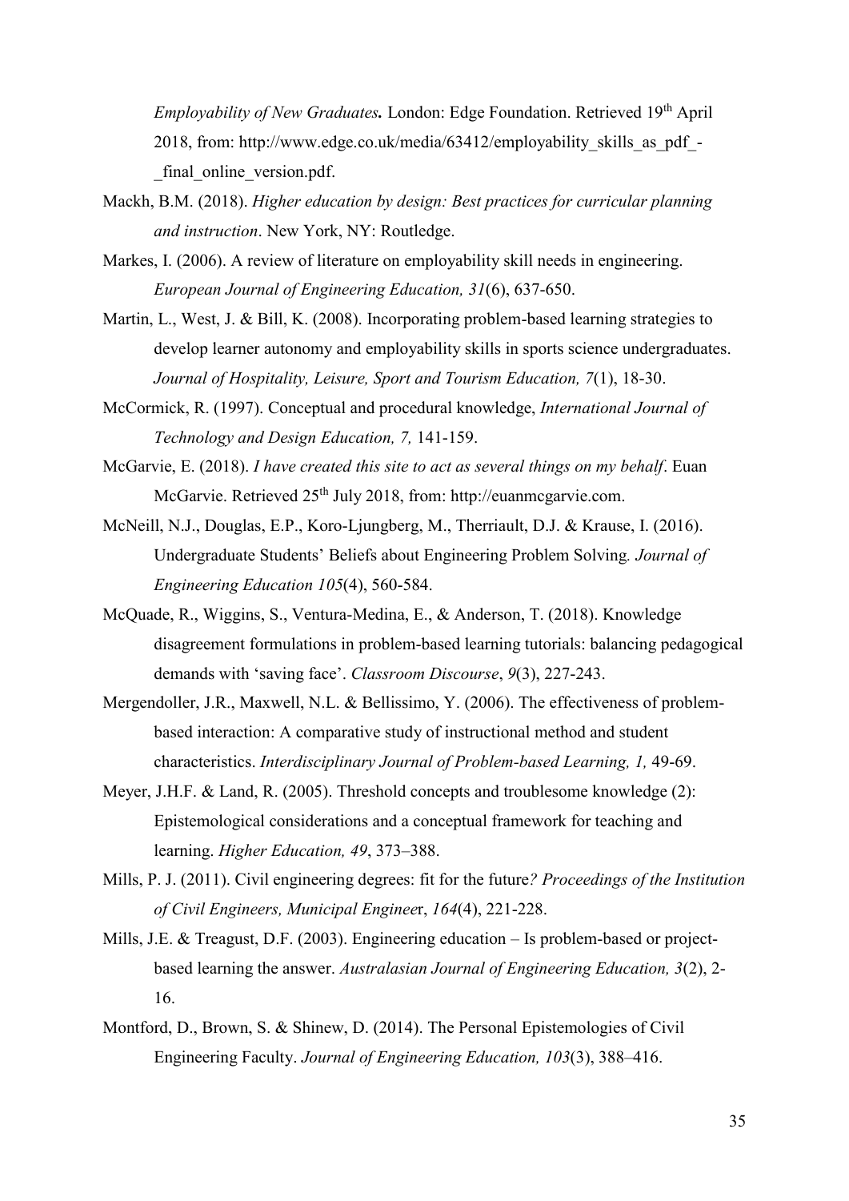*Employability of New Graduates.* London: Edge Foundation. Retrieved 19th April 2018, from: http://www.edge.co.uk/media/63412/employability_skills_as_pdf_-_final_online_version.pdf.

Mackh, B.M. (2018). *Higher education by design: Best practices for curricular planning and instruction*. New York, NY: Routledge.

Markes, I. (2006). A review of literature on employability skill needs in engineering. *European Journal of Engineering Education, 31*(6), 637-650.

Martin, L., West, J. & Bill, K. (2008). Incorporating problem-based learning strategies to develop learner autonomy and employability skills in sports science undergraduates. *Journal of Hospitality, Leisure, Sport and Tourism Education, 7*(1), 18-30.

McCormick, R. (1997). Conceptual and procedural knowledge, *International Journal of Technology and Design Education, 7,* 141-159.

McGarvie, E. (2018). *I have created this site to act as several things on my behalf*. Euan McGarvie. Retrieved 25th July 2018, from: http://euanmcgarvie.com.

McNeill, N.J., Douglas, E.P., Koro-Ljungberg, M., Therriault, D.J. & Krause, I. (2016). Undergraduate Students' Beliefs about Engineering Problem Solving*. Journal of Engineering Education 105*(4), 560-584.

McQuade, R., Wiggins, S., Ventura-Medina, E., & Anderson, T. (2018). Knowledge disagreement formulations in problem-based learning tutorials: balancing pedagogical demands with 'saving face'. *Classroom Discourse*, *9*(3), 227-243.

Mergendoller, J.R., Maxwell, N.L. & Bellissimo, Y. (2006). The effectiveness of problem-based interaction: A comparative study of instructional method and student characteristics. *Interdisciplinary Journal of Problem-based Learning, 1,* 49-69.

Meyer, J.H.F. & Land, R. (2005). Threshold concepts and troublesome knowledge (2): Epistemological considerations and a conceptual framework for teaching and learning. *Higher Education, 49*, 373–388.

Mills, P. J. (2011). Civil engineering degrees: fit for the future*? Proceedings of the Institution of Civil Engineers, Municipal Enginee*r, *164*(4), 221-228.

Mills, J.E. & Treagust, D.F. (2003). Engineering education – Is problem-based or project-based learning the answer. *Australasian Journal of Engineering Education, 3*(2), 2-16.

Montford, D., Brown, S. & Shinew, D. (2014). The Personal Epistemologies of Civil Engineering Faculty. *Journal of Engineering Education, 103*(3), 388–416.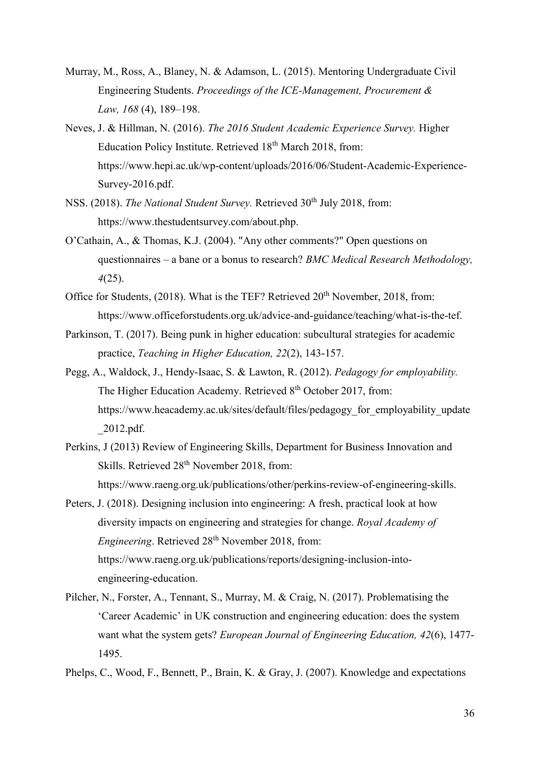Murray, M., Ross, A., Blaney, N. & Adamson, L. (2015). Mentoring Undergraduate Civil Engineering Students. *Proceedings of the ICE-Management, Procurement & Law, 168* (4), 189–198.

Neves, J. & Hillman, N. (2016). *The 2016 Student Academic Experience Survey.* Higher Education Policy Institute. Retrieved 18th March 2018, from: https://www.hepi.ac.uk/wp-content/uploads/2016/06/Student-Academic-Experience-Survey-2016.pdf.

NSS. (2018). *The National Student Survey.* Retrieved 30th July 2018, from: https://www.thestudentsurvey.com/about.php.

O'Cathain, A., & Thomas, K.J. (2004). "Any other comments?" Open questions on questionnaires – a bane or a bonus to research? *BMC Medical Research Methodology, 4*(25).

Office for Students, (2018). What is the TEF? Retrieved 20th November, 2018, from: https://www.officeforstudents.org.uk/advice-and-guidance/teaching/what-is-the-tef.

Parkinson, T. (2017). Being punk in higher education: subcultural strategies for academic practice, *Teaching in Higher Education, 22*(2), 143-157.

Pegg, A., Waldock, J., Hendy-Isaac, S. & Lawton, R. (2012). *Pedagogy for employability.* The Higher Education Academy. Retrieved 8th October 2017, from: https://www.heacademy.ac.uk/sites/default/files/pedagogy_for_employability_update_2012.pdf.

Perkins, J (2013) Review of Engineering Skills, Department for Business Innovation and Skills. Retrieved 28th November 2018, from: https://www.raeng.org.uk/publications/other/perkins-review-of-engineering-skills.

Peters, J. (2018). Designing inclusion into engineering: A fresh, practical look at how diversity impacts on engineering and strategies for change. *Royal Academy of Engineering*. Retrieved 28th November 2018, from: https://www.raeng.org.uk/publications/reports/designing-inclusion-into-engineering-education.

Pilcher, N., Forster, A., Tennant, S., Murray, M. & Craig, N. (2017). Problematising the 'Career Academic' in UK construction and engineering education: does the system want what the system gets? *European Journal of Engineering Education, 42*(6), 1477-1495.

Phelps, C., Wood, F., Bennett, P., Brain, K. & Gray, J. (2007). Knowledge and expectations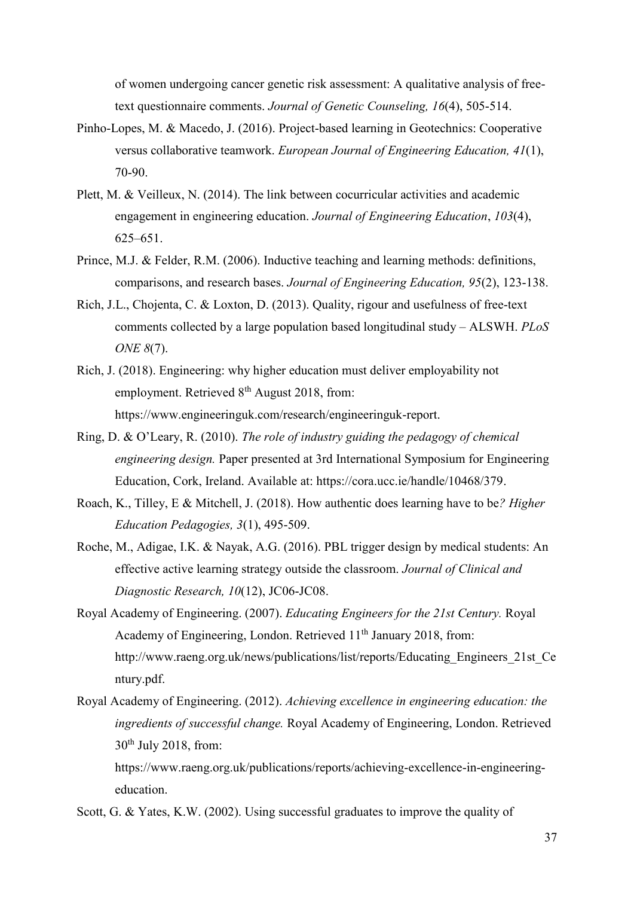of women undergoing cancer genetic risk assessment: A qualitative analysis of free-text questionnaire comments. *Journal of Genetic Counseling, 16*(4), 505-514.

Pinho-Lopes, M. & Macedo, J. (2016). Project-based learning in Geotechnics: Cooperative versus collaborative teamwork. *European Journal of Engineering Education, 41*(1), 70-90.

Plett, M. & Veilleux, N. (2014). The link between cocurricular activities and academic engagement in engineering education. *Journal of Engineering Education*, *103*(4), 625–651.

Prince, M.J. & Felder, R.M. (2006). Inductive teaching and learning methods: definitions, comparisons, and research bases. *Journal of Engineering Education, 95*(2), 123-138.

Rich, J.L., Chojenta, C. & Loxton, D. (2013). Quality, rigour and usefulness of free-text comments collected by a large population based longitudinal study – ALSWH. *PLoS ONE 8*(7).

Rich, J. (2018). Engineering: why higher education must deliver employability not employment. Retrieved 8th August 2018, from: https://www.engineeringuk.com/research/engineeringuk-report.

Ring, D. & O'Leary, R. (2010). *The role of industry guiding the pedagogy of chemical engineering design.* Paper presented at 3rd International Symposium for Engineering Education, Cork, Ireland. Available at: https://cora.ucc.ie/handle/10468/379.

Roach, K., Tilley, E & Mitchell, J. (2018). How authentic does learning have to be*? Higher Education Pedagogies, 3*(1), 495-509.

Roche, M., Adigae, I.K. & Nayak, A.G. (2016). PBL trigger design by medical students: An effective active learning strategy outside the classroom. *Journal of Clinical and Diagnostic Research, 10*(12), JC06-JC08.

Royal Academy of Engineering. (2007). *Educating Engineers for the 21st Century.* Royal Academy of Engineering, London. Retrieved 11th January 2018, from: http://www.raeng.org.uk/news/publications/list/reports/Educating_Engineers_21st_Century.pdf.

Royal Academy of Engineering. (2012). *Achieving excellence in engineering education: the ingredients of successful change.* Royal Academy of Engineering, London. Retrieved 30th July 2018, from: https://www.raeng.org.uk/publications/reports/achieving-excellence-in-engineering-education.

Scott, G. & Yates, K.W. (2002). Using successful graduates to improve the quality of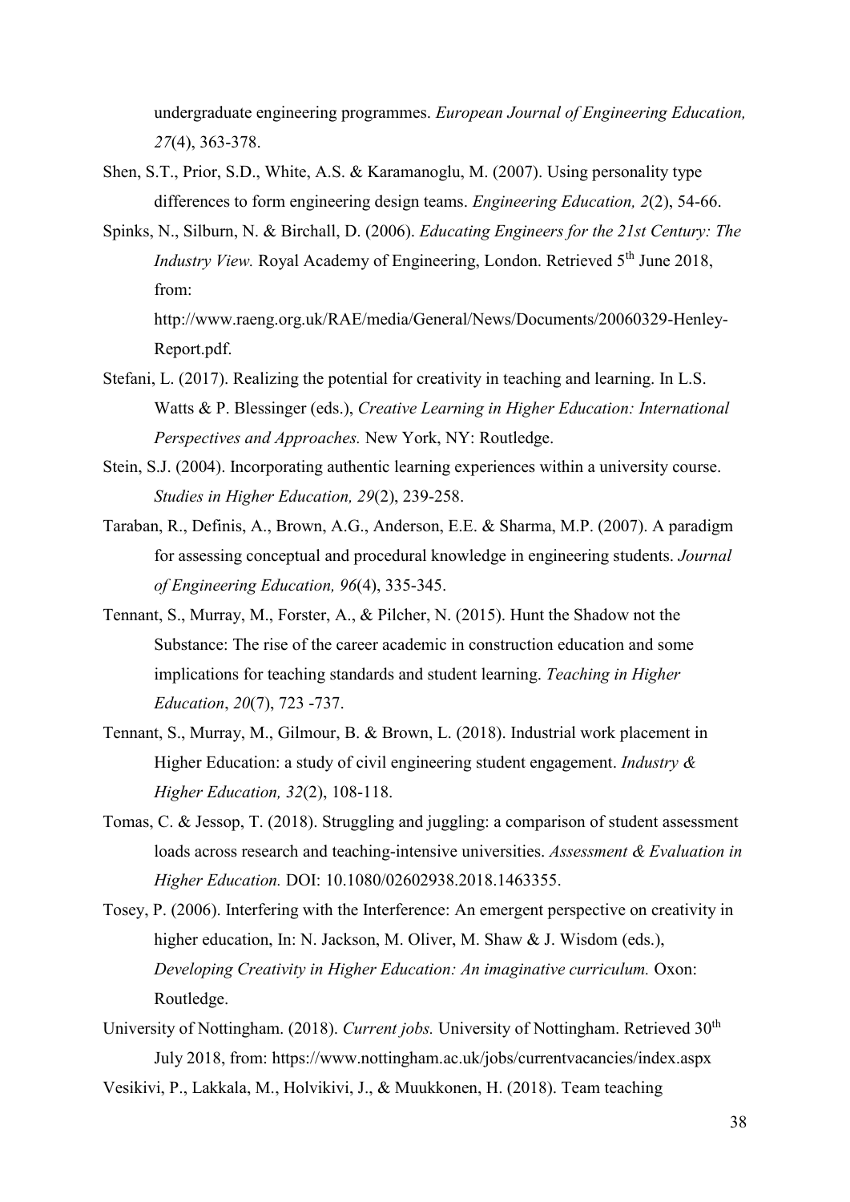undergraduate engineering programmes. *European Journal of Engineering Education, 27*(4), 363-378.

Shen, S.T., Prior, S.D., White, A.S. & Karamanoglu, M. (2007). Using personality type differences to form engineering design teams. *Engineering Education, 2*(2), 54-66.

Spinks, N., Silburn, N. & Birchall, D. (2006). *Educating Engineers for the 21st Century: The Industry View.* Royal Academy of Engineering, London. Retrieved 5th June 2018, from: http://www.raeng.org.uk/RAE/media/General/News/Documents/20060329-Henley-Report.pdf.

Stefani, L. (2017). Realizing the potential for creativity in teaching and learning. In L.S. Watts & P. Blessinger (eds.), *Creative Learning in Higher Education: International Perspectives and Approaches.* New York, NY: Routledge.

Stein, S.J. (2004). Incorporating authentic learning experiences within a university course. *Studies in Higher Education, 29*(2), 239-258.

Taraban, R., Definis, A., Brown, A.G., Anderson, E.E. & Sharma, M.P. (2007). A paradigm for assessing conceptual and procedural knowledge in engineering students. *Journal of Engineering Education, 96*(4), 335-345.

Tennant, S., Murray, M., Forster, A., & Pilcher, N. (2015). Hunt the Shadow not the Substance: The rise of the career academic in construction education and some implications for teaching standards and student learning. *Teaching in Higher Education*, *20*(7), 723 -737.

Tennant, S., Murray, M., Gilmour, B. & Brown, L. (2018). Industrial work placement in Higher Education: a study of civil engineering student engagement. *Industry & Higher Education, 32*(2), 108-118.

Tomas, C. & Jessop, T. (2018). Struggling and juggling: a comparison of student assessment loads across research and teaching-intensive universities. *Assessment & Evaluation in Higher Education.* DOI: 10.1080/02602938.2018.1463355.

Tosey, P. (2006). Interfering with the Interference: An emergent perspective on creativity in higher education, In: N. Jackson, M. Oliver, M. Shaw & J. Wisdom (eds.), *Developing Creativity in Higher Education: An imaginative curriculum.* Oxon: Routledge.

University of Nottingham. (2018). *Current jobs.* University of Nottingham. Retrieved 30th July 2018, from: https://www.nottingham.ac.uk/jobs/currentvacancies/index.aspx

Vesikivi, P., Lakkala, M., Holvikivi, J., & Muukkonen, H. (2018). Team teaching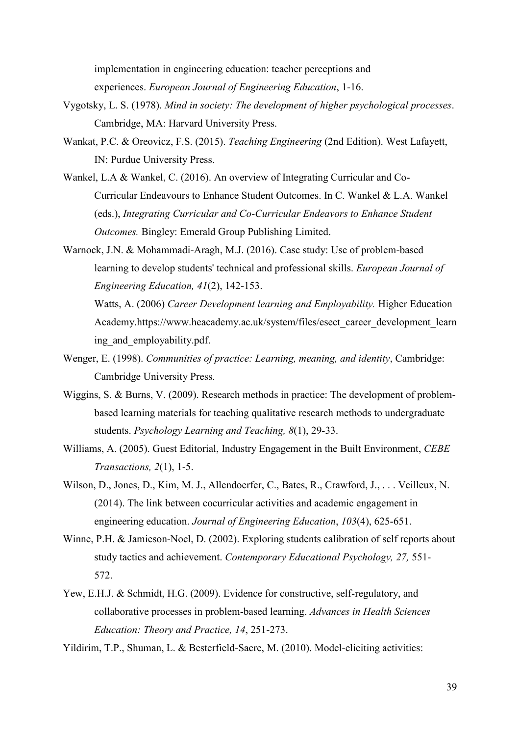implementation in engineering education: teacher perceptions and experiences. *European Journal of Engineering Education*, 1-16.

Vygotsky, L. S. (1978). *Mind in society: The development of higher psychological processes*. Cambridge, MA: Harvard University Press.

Wankat, P.C. & Oreovicz, F.S. (2015). *Teaching Engineering* (2nd Edition). West Lafayett, IN: Purdue University Press.

Wankel, L.A & Wankel, C. (2016). An overview of Integrating Curricular and Co-Curricular Endeavours to Enhance Student Outcomes. In C. Wankel & L.A. Wankel (eds.), *Integrating Curricular and Co-Curricular Endeavors to Enhance Student Outcomes.* Bingley: Emerald Group Publishing Limited.

Warnock, J.N. & Mohammadi-Aragh, M.J. (2016). Case study: Use of problem-based learning to develop students' technical and professional skills. *European Journal of Engineering Education, 41*(2), 142-153.

Watts, A. (2006) *Career Development learning and Employability.* Higher Education Academy.https://www.heacademy.ac.uk/system/files/esect_career_development_learning_and_employability.pdf.

Wenger, E. (1998). *Communities of practice: Learning, meaning, and identity*, Cambridge: Cambridge University Press.

Wiggins, S. & Burns, V. (2009). Research methods in practice: The development of problem-based learning materials for teaching qualitative research methods to undergraduate students. *Psychology Learning and Teaching, 8*(1), 29-33.

Williams, A. (2005). Guest Editorial, Industry Engagement in the Built Environment, *CEBE Transactions, 2*(1), 1-5.

Wilson, D., Jones, D., Kim, M. J., Allendoerfer, C., Bates, R., Crawford, J., . . . Veilleux, N. (2014). The link between cocurricular activities and academic engagement in engineering education. *Journal of Engineering Education*, *103*(4), 625-651.

Winne, P.H. & Jamieson-Noel, D. (2002). Exploring students calibration of self reports about study tactics and achievement. *Contemporary Educational Psychology, 27,* 551-572.

Yew, E.H.J. & Schmidt, H.G. (2009). Evidence for constructive, self-regulatory, and collaborative processes in problem-based learning. *Advances in Health Sciences Education: Theory and Practice, 14*, 251-273.

Yildirim, T.P., Shuman, L. & Besterfield-Sacre, M. (2010). Model-eliciting activities: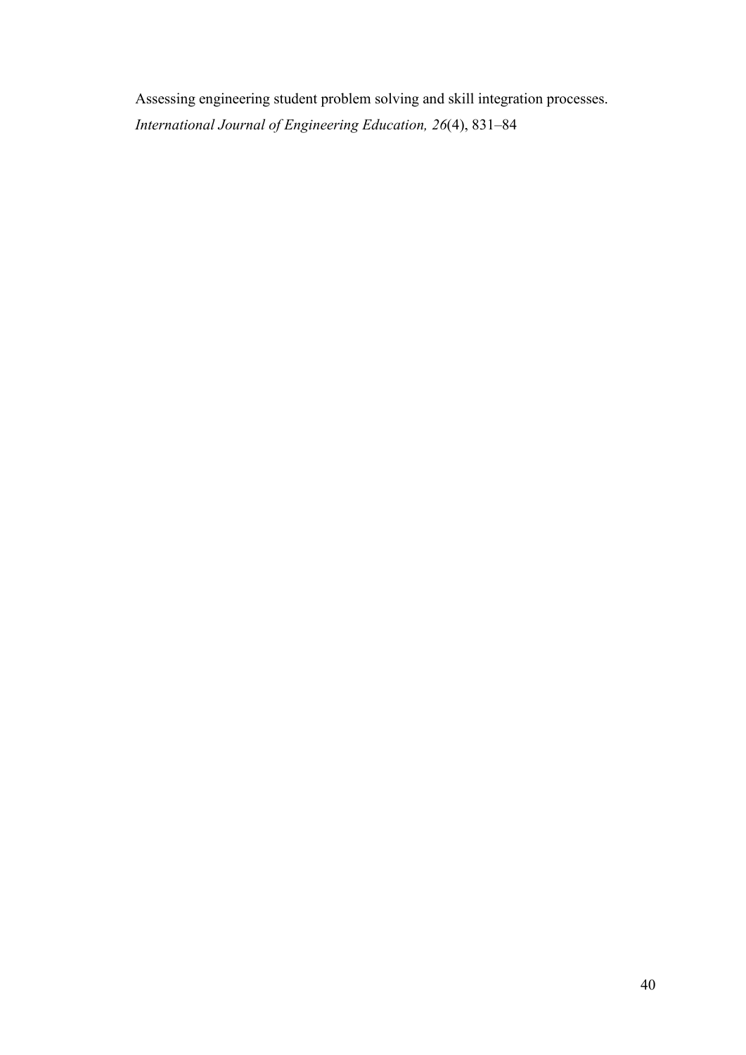Assessing engineering student problem solving and skill integration processes. *International Journal of Engineering Education, 26*(4), 831–84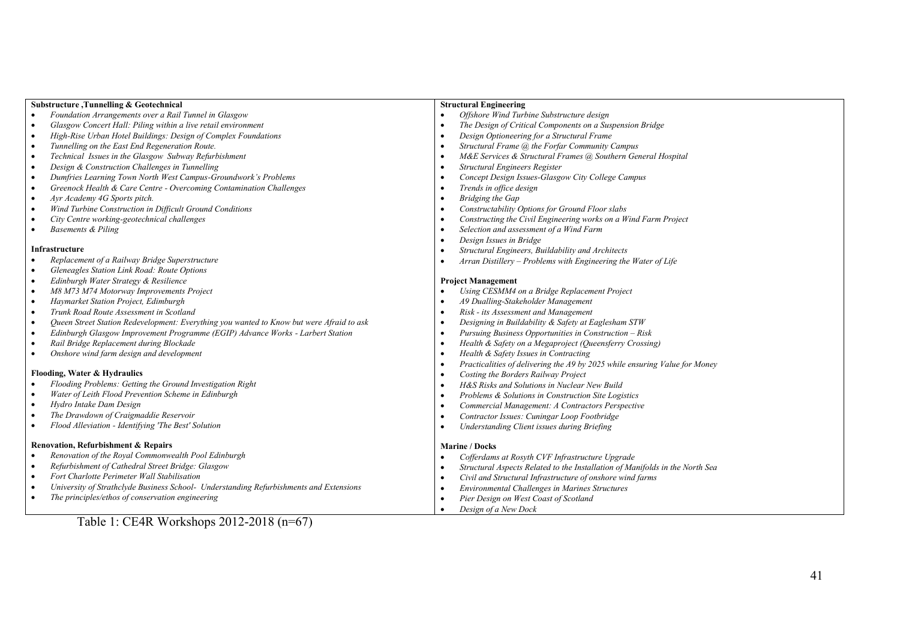| | |
|---|---|
| **Substructure ,Tunnelling & Geotechnical**<br>• *Foundation Arrangements over a Rail Tunnel in Glasgow*<br>• *Glasgow Concert Hall: Piling within a live retail environment*<br>• *High-Rise Urban Hotel Buildings: Design of Complex Foundations*<br>• *Tunnelling on the East End Regeneration Route.*<br>• *Technical Issues in the Glasgow Subway Refurbishment*<br>• *Design & Construction Challenges in Tunnelling*<br>• *Dumfries Learning Town North West Campus-Groundwork's Problems*<br>• *Greenock Health & Care Centre - Overcoming Contamination Challenges*<br>• *Ayr Academy 4G Sports pitch.*<br>• *Wind Turbine Construction in Difficult Ground Conditions*<br>• *City Centre working-geotechnical challenges*<br>• *Basements & Piling*<br><br>**Infrastructure**<br>• *Replacement of a Railway Bridge Superstructure*<br>• *Gleneagles Station Link Road: Route Options*<br>• *Edinburgh Water Strategy & Resilience*<br>• *M8 M73 M74 Motorway Improvements Project*<br>• *Haymarket Station Project, Edimburgh*<br>• *Trunk Road Route Assessment in Scotland*<br>• *Queen Street Station Redevelopment: Everything you wanted to Know but were Afraid to ask*<br>• *Edinburgh Glasgow Improvement Programme (EGIP) Advance Works - Larbert Station*<br>• *Rail Bridge Replacement during Blockade*<br>• *Onshore wind farm design and development*<br><br>**Flooding, Water & Hydraulics**<br>• *Flooding Problems: Getting the Ground Investigation Right*<br>• *Water of Leith Flood Prevention Scheme in Edinburgh*<br>• *Hydro Intake Dam Design*<br>• *The Drawdown of Craigmaddie Reservoir*<br>• *Flood Alleviation - Identifying 'The Best' Solution*<br><br>**Renovation, Refurbishment & Repairs**<br>• *Renovation of the Royal Commonwealth Pool Edinburgh*<br>• *Refurbishment of Cathedral Street Bridge: Glasgow*<br>• *Fort Charlotte Perimeter Wall Stabilisation*<br>• *University of Strathclyde Business School- Understanding Refurbishments and Extensions*<br>• *The principles/ethos of conservation engineering* | **Structural Engineering**<br>• *Offshore Wind Turbine Substructure design*<br>• *The Design of Critical Components on a Suspension Bridge*<br>• *Design Optioneering for a Structural Frame*<br>• *Structural Frame @ the Forfar Community Campus*<br>• *M&E Services & Structural Frames @ Southern General Hospital*<br>• *Structural Engineers Register*<br>• *Concept Design Issues-Glasgow City College Campus*<br>• *Trends in office design*<br>• *Bridging the Gap*<br>• *Constructability Options for Ground Floor slabs*<br>• *Constructing the Civil Engineering works on a Wind Farm Project*<br>• *Selection and assessment of a Wind Farm*<br>• *Design Issues in Bridge*<br>• *Structural Engineers, Buildability and Architects*<br>• *Arran Distillery – Problems with Engineering the Water of Life*<br><br>**Project Management**<br>• *Using CESMM4 on a Bridge Replacement Project*<br>• *A9 Dualling-Stakeholder Management*<br>• *Risk - its Assessment and Management*<br>• *Designing in Buildability & Safety at Eaglesham STW*<br>• *Pursuing Business Opportunities in Construction – Risk*<br>• *Health & Safety on a Megaproject (Queensferry Crossing)*<br>• *Health & Safety Issues in Contracting*<br>• *Practicalities of delivering the A9 by 2025 while ensuring Value for Money*<br>• *Costing the Borders Railway Project*<br>• *H&S Risks and Solutions in Nuclear New Build*<br>• *Problems & Solutions in Construction Site Logistics*<br>• *Commercial Management: A Contractors Perspective*<br>• *Contractor Issues: Cuningar Loop Footbridge*<br>• *Understanding Client issues during Briefing*<br><br>**Marine / Docks**<br>• *Cofferdams at Rosyth CVF Infrastructure Upgrade*<br>• *Structural Aspects Related to the Installation of Manifolds in the North Sea*<br>• *Civil and Structural Infrastructure of onshore wind farms*<br>• *Environmental Challenges in Marines Structures*<br>• *Pier Design on West Coast of Scotland*<br>• *Design of a New Dock* |

Table 1: CE4R Workshops 2012-2018 (n=67)